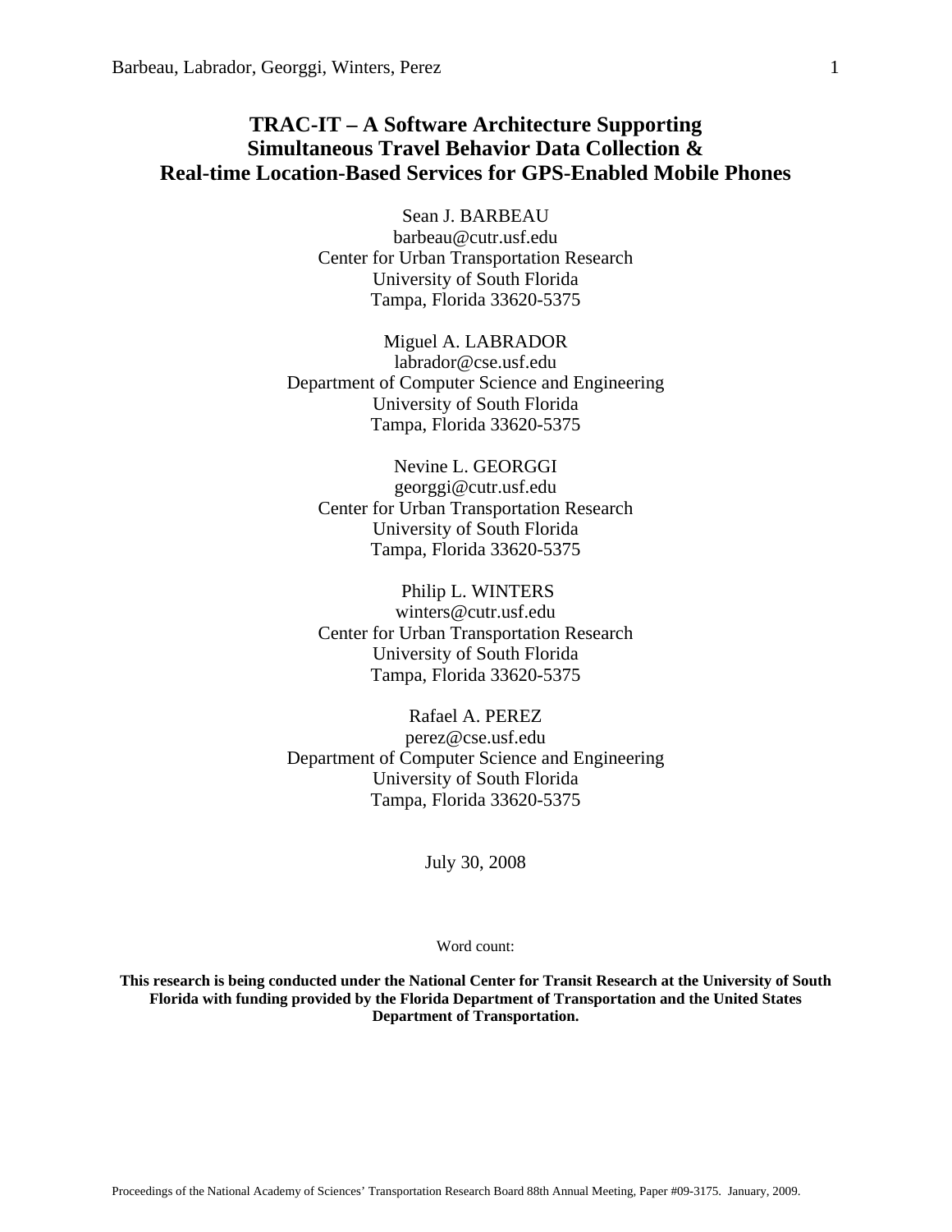# TRAC-IT – A Software Architecture Supporting Simultaneous Travel Behavior Data Collection & Real-time Location-Based Services for GPS-Enabled Mobile Phones

Sean J. BARBEAU
barbeau@cutr.usf.edu
Center for Urban Transportation Research
University of South Florida
Tampa, Florida 33620-5375

Miguel A. LABRADOR
labrador@cse.usf.edu
Department of Computer Science and Engineering
University of South Florida
Tampa, Florida 33620-5375

Nevine L. GEORGGI
georggi@cutr.usf.edu
Center for Urban Transportation Research
University of South Florida
Tampa, Florida 33620-5375

Philip L. WINTERS
winters@cutr.usf.edu
Center for Urban Transportation Research
University of South Florida
Tampa, Florida 33620-5375

Rafael A. PEREZ
perez@cse.usf.edu
Department of Computer Science and Engineering
University of South Florida
Tampa, Florida 33620-5375

July 30, 2008

Word count:

**This research is being conducted under the National Center for Transit Research at the University of South Florida with funding provided by the Florida Department of Transportation and the United States Department of Transportation.**

Proceedings of the National Academy of Sciences' Transportation Research Board 88th Annual Meeting, Paper #09-3175. January, 2009.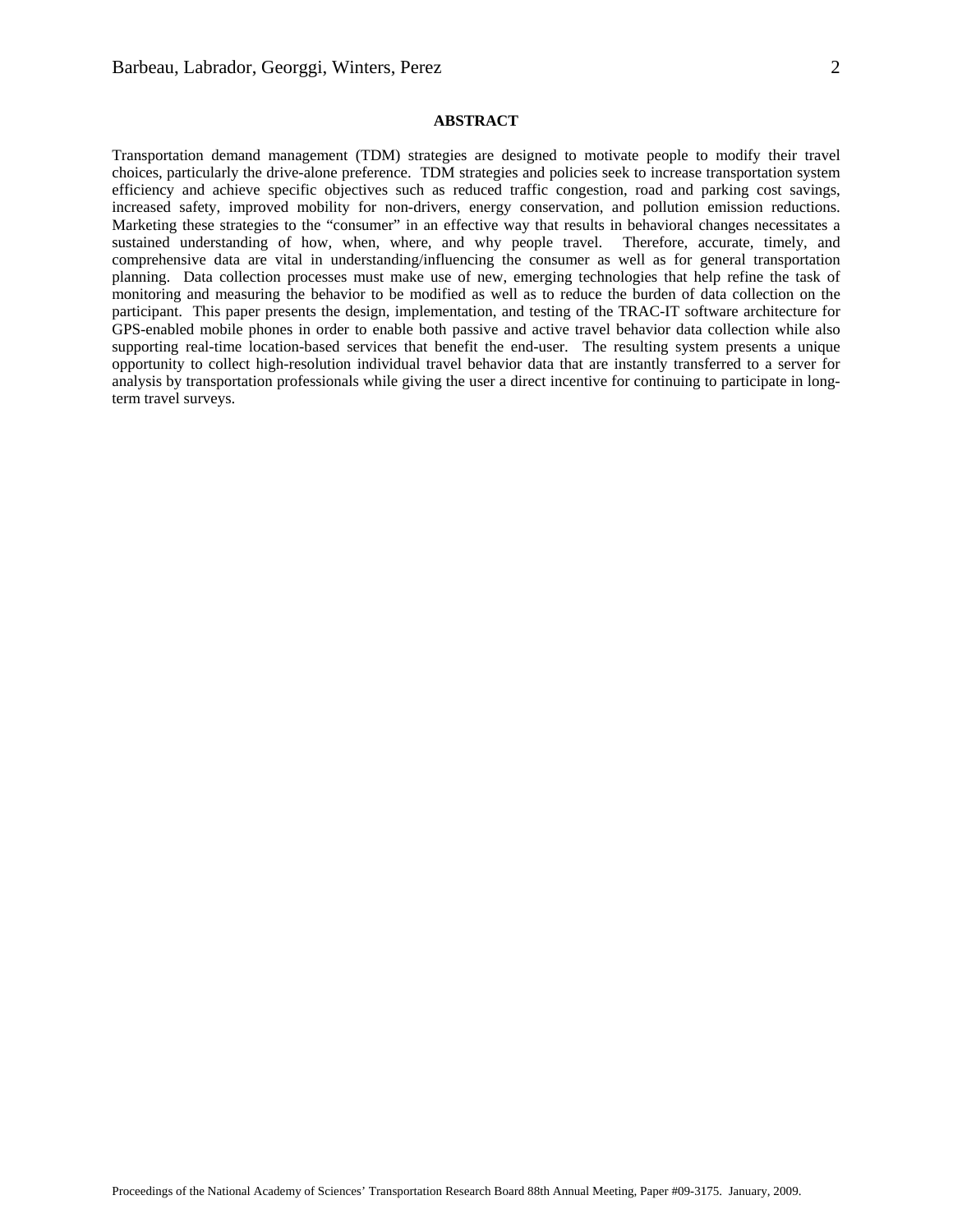## ABSTRACT

Transportation demand management (TDM) strategies are designed to motivate people to modify their travel choices, particularly the drive-alone preference. TDM strategies and policies seek to increase transportation system efficiency and achieve specific objectives such as reduced traffic congestion, road and parking cost savings, increased safety, improved mobility for non-drivers, energy conservation, and pollution emission reductions. Marketing these strategies to the "consumer" in an effective way that results in behavioral changes necessitates a sustained understanding of how, when, where, and why people travel. Therefore, accurate, timely, and comprehensive data are vital in understanding/influencing the consumer as well as for general transportation planning. Data collection processes must make use of new, emerging technologies that help refine the task of monitoring and measuring the behavior to be modified as well as to reduce the burden of data collection on the participant. This paper presents the design, implementation, and testing of the TRAC-IT software architecture for GPS-enabled mobile phones in order to enable both passive and active travel behavior data collection while also supporting real-time location-based services that benefit the end-user. The resulting system presents a unique opportunity to collect high-resolution individual travel behavior data that are instantly transferred to a server for analysis by transportation professionals while giving the user a direct incentive for continuing to participate in long-term travel surveys.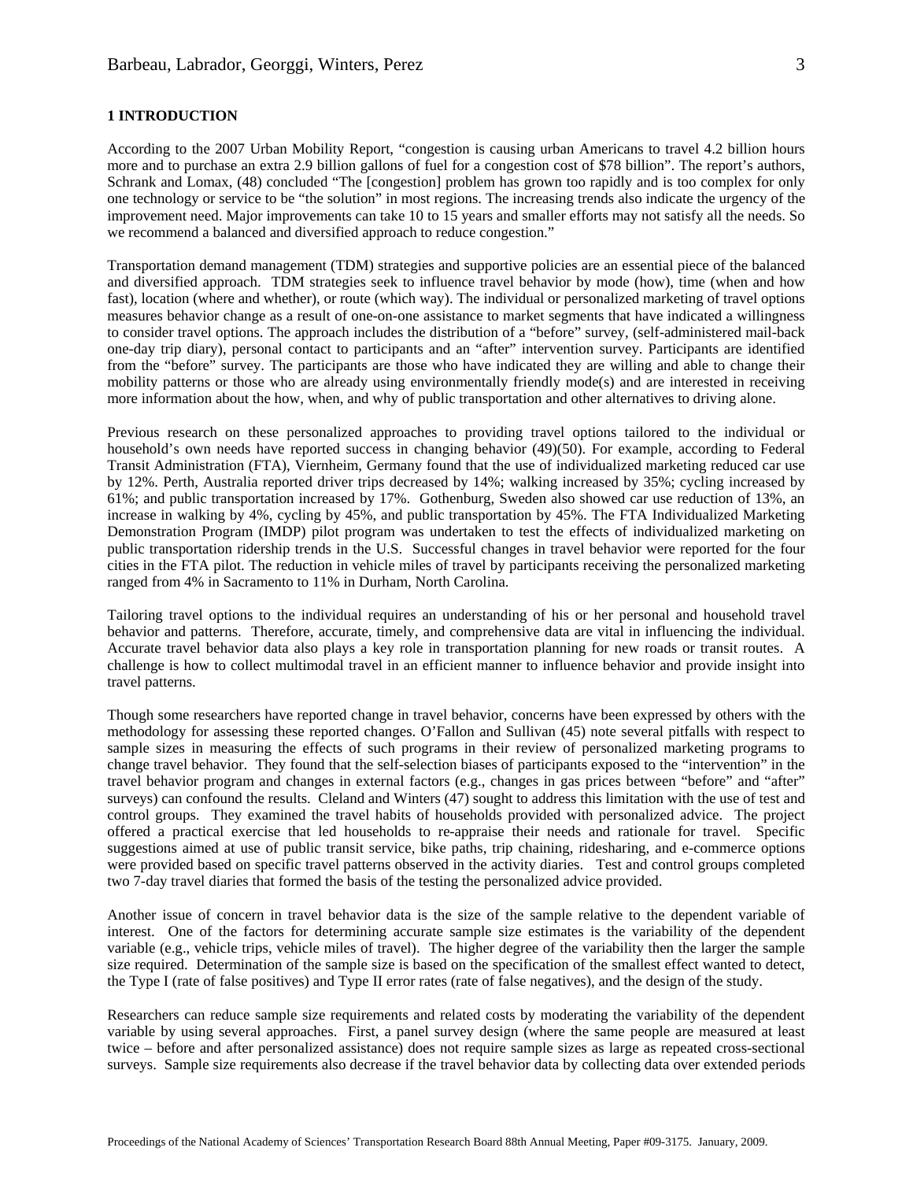# 1 INTRODUCTION

According to the 2007 Urban Mobility Report, "congestion is causing urban Americans to travel 4.2 billion hours more and to purchase an extra 2.9 billion gallons of fuel for a congestion cost of $78 billion". The report's authors, Schrank and Lomax, (48) concluded "The [congestion] problem has grown too rapidly and is too complex for only one technology or service to be "the solution" in most regions. The increasing trends also indicate the urgency of the improvement need. Major improvements can take 10 to 15 years and smaller efforts may not satisfy all the needs. So we recommend a balanced and diversified approach to reduce congestion."

Transportation demand management (TDM) strategies and supportive policies are an essential piece of the balanced and diversified approach. TDM strategies seek to influence travel behavior by mode (how), time (when and how fast), location (where and whether), or route (which way). The individual or personalized marketing of travel options measures behavior change as a result of one-on-one assistance to market segments that have indicated a willingness to consider travel options. The approach includes the distribution of a "before" survey, (self-administered mail-back one-day trip diary), personal contact to participants and an "after" intervention survey. Participants are identified from the "before" survey. The participants are those who have indicated they are willing and able to change their mobility patterns or those who are already using environmentally friendly mode(s) and are interested in receiving more information about the how, when, and why of public transportation and other alternatives to driving alone.

Previous research on these personalized approaches to providing travel options tailored to the individual or household's own needs have reported success in changing behavior (49)(50). For example, according to Federal Transit Administration (FTA), Viernheim, Germany found that the use of individualized marketing reduced car use by 12%. Perth, Australia reported driver trips decreased by 14%; walking increased by 35%; cycling increased by 61%; and public transportation increased by 17%. Gothenburg, Sweden also showed car use reduction of 13%, an increase in walking by 4%, cycling by 45%, and public transportation by 45%. The FTA Individualized Marketing Demonstration Program (IMDP) pilot program was undertaken to test the effects of individualized marketing on public transportation ridership trends in the U.S. Successful changes in travel behavior were reported for the four cities in the FTA pilot. The reduction in vehicle miles of travel by participants receiving the personalized marketing ranged from 4% in Sacramento to 11% in Durham, North Carolina.

Tailoring travel options to the individual requires an understanding of his or her personal and household travel behavior and patterns. Therefore, accurate, timely, and comprehensive data are vital in influencing the individual. Accurate travel behavior data also plays a key role in transportation planning for new roads or transit routes. A challenge is how to collect multimodal travel in an efficient manner to influence behavior and provide insight into travel patterns.

Though some researchers have reported change in travel behavior, concerns have been expressed by others with the methodology for assessing these reported changes. O'Fallon and Sullivan (45) note several pitfalls with respect to sample sizes in measuring the effects of such programs in their review of personalized marketing programs to change travel behavior. They found that the self-selection biases of participants exposed to the "intervention" in the travel behavior program and changes in external factors (e.g., changes in gas prices between "before" and "after" surveys) can confound the results. Cleland and Winters (47) sought to address this limitation with the use of test and control groups. They examined the travel habits of households provided with personalized advice. The project offered a practical exercise that led households to re-appraise their needs and rationale for travel. Specific suggestions aimed at use of public transit service, bike paths, trip chaining, ridesharing, and e-commerce options were provided based on specific travel patterns observed in the activity diaries. Test and control groups completed two 7-day travel diaries that formed the basis of the testing the personalized advice provided.

Another issue of concern in travel behavior data is the size of the sample relative to the dependent variable of interest. One of the factors for determining accurate sample size estimates is the variability of the dependent variable (e.g., vehicle trips, vehicle miles of travel). The higher degree of the variability then the larger the sample size required. Determination of the sample size is based on the specification of the smallest effect wanted to detect, the Type I (rate of false positives) and Type II error rates (rate of false negatives), and the design of the study.

Researchers can reduce sample size requirements and related costs by moderating the variability of the dependent variable by using several approaches. First, a panel survey design (where the same people are measured at least twice – before and after personalized assistance) does not require sample sizes as large as repeated cross-sectional surveys. Sample size requirements also decrease if the travel behavior data by collecting data over extended periods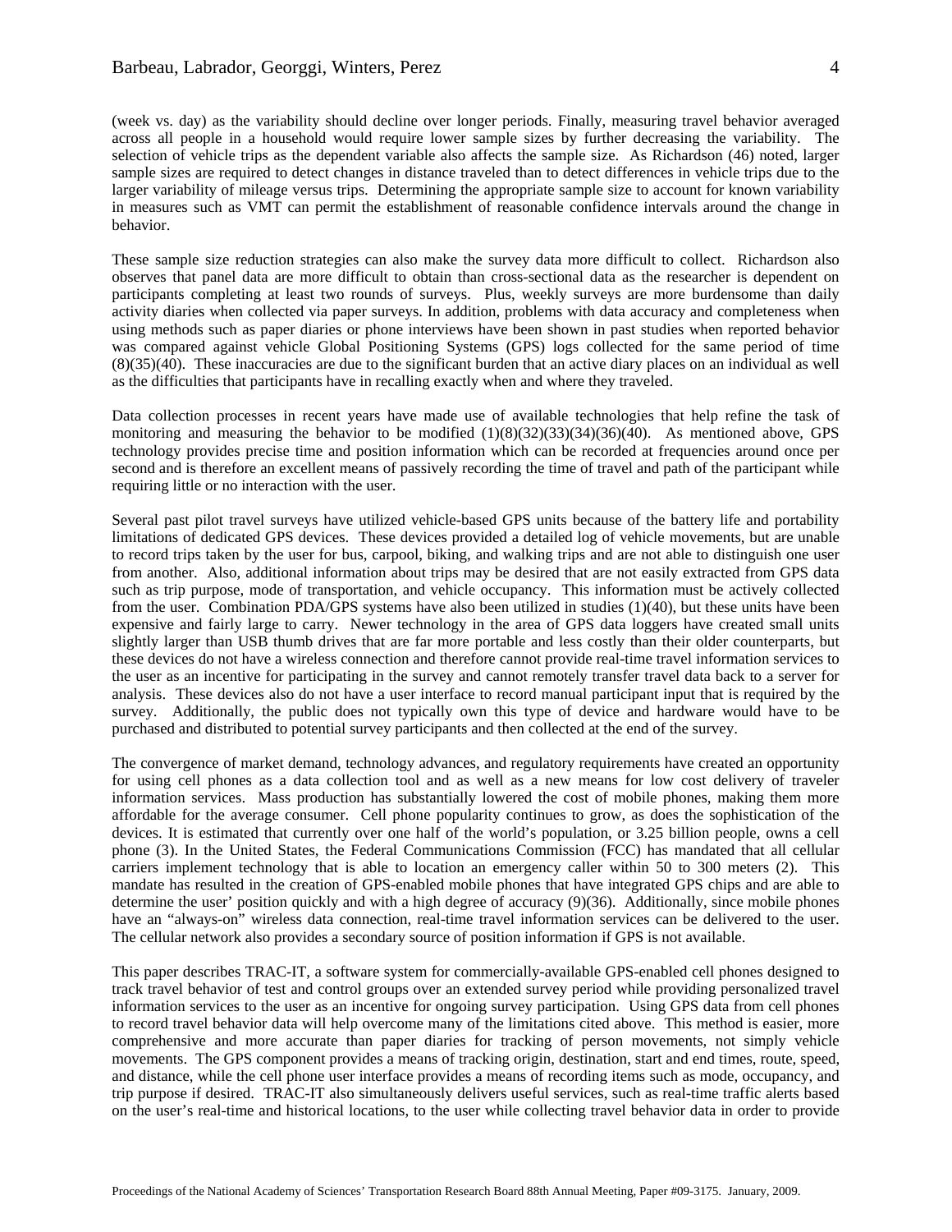(week vs. day) as the variability should decline over longer periods. Finally, measuring travel behavior averaged across all people in a household would require lower sample sizes by further decreasing the variability. The selection of vehicle trips as the dependent variable also affects the sample size. As Richardson (46) noted, larger sample sizes are required to detect changes in distance traveled than to detect differences in vehicle trips due to the larger variability of mileage versus trips. Determining the appropriate sample size to account for known variability in measures such as VMT can permit the establishment of reasonable confidence intervals around the change in behavior.

These sample size reduction strategies can also make the survey data more difficult to collect. Richardson also observes that panel data are more difficult to obtain than cross-sectional data as the researcher is dependent on participants completing at least two rounds of surveys. Plus, weekly surveys are more burdensome than daily activity diaries when collected via paper surveys. In addition, problems with data accuracy and completeness when using methods such as paper diaries or phone interviews have been shown in past studies when reported behavior was compared against vehicle Global Positioning Systems (GPS) logs collected for the same period of time (8)(35)(40). These inaccuracies are due to the significant burden that an active diary places on an individual as well as the difficulties that participants have in recalling exactly when and where they traveled.

Data collection processes in recent years have made use of available technologies that help refine the task of monitoring and measuring the behavior to be modified (1)(8)(32)(33)(34)(36)(40). As mentioned above, GPS technology provides precise time and position information which can be recorded at frequencies around once per second and is therefore an excellent means of passively recording the time of travel and path of the participant while requiring little or no interaction with the user.

Several past pilot travel surveys have utilized vehicle-based GPS units because of the battery life and portability limitations of dedicated GPS devices. These devices provided a detailed log of vehicle movements, but are unable to record trips taken by the user for bus, carpool, biking, and walking trips and are not able to distinguish one user from another. Also, additional information about trips may be desired that are not easily extracted from GPS data such as trip purpose, mode of transportation, and vehicle occupancy. This information must be actively collected from the user. Combination PDA/GPS systems have also been utilized in studies (1)(40), but these units have been expensive and fairly large to carry. Newer technology in the area of GPS data loggers have created small units slightly larger than USB thumb drives that are far more portable and less costly than their older counterparts, but these devices do not have a wireless connection and therefore cannot provide real-time travel information services to the user as an incentive for participating in the survey and cannot remotely transfer travel data back to a server for analysis. These devices also do not have a user interface to record manual participant input that is required by the survey. Additionally, the public does not typically own this type of device and hardware would have to be purchased and distributed to potential survey participants and then collected at the end of the survey.

The convergence of market demand, technology advances, and regulatory requirements have created an opportunity for using cell phones as a data collection tool and as well as a new means for low cost delivery of traveler information services. Mass production has substantially lowered the cost of mobile phones, making them more affordable for the average consumer. Cell phone popularity continues to grow, as does the sophistication of the devices. It is estimated that currently over one half of the world's population, or 3.25 billion people, owns a cell phone (3). In the United States, the Federal Communications Commission (FCC) has mandated that all cellular carriers implement technology that is able to location an emergency caller within 50 to 300 meters (2). This mandate has resulted in the creation of GPS-enabled mobile phones that have integrated GPS chips and are able to determine the user' position quickly and with a high degree of accuracy (9)(36). Additionally, since mobile phones have an "always-on" wireless data connection, real-time travel information services can be delivered to the user. The cellular network also provides a secondary source of position information if GPS is not available.

This paper describes TRAC-IT, a software system for commercially-available GPS-enabled cell phones designed to track travel behavior of test and control groups over an extended survey period while providing personalized travel information services to the user as an incentive for ongoing survey participation. Using GPS data from cell phones to record travel behavior data will help overcome many of the limitations cited above. This method is easier, more comprehensive and more accurate than paper diaries for tracking of person movements, not simply vehicle movements. The GPS component provides a means of tracking origin, destination, start and end times, route, speed, and distance, while the cell phone user interface provides a means of recording items such as mode, occupancy, and trip purpose if desired. TRAC-IT also simultaneously delivers useful services, such as real-time traffic alerts based on the user's real-time and historical locations, to the user while collecting travel behavior data in order to provide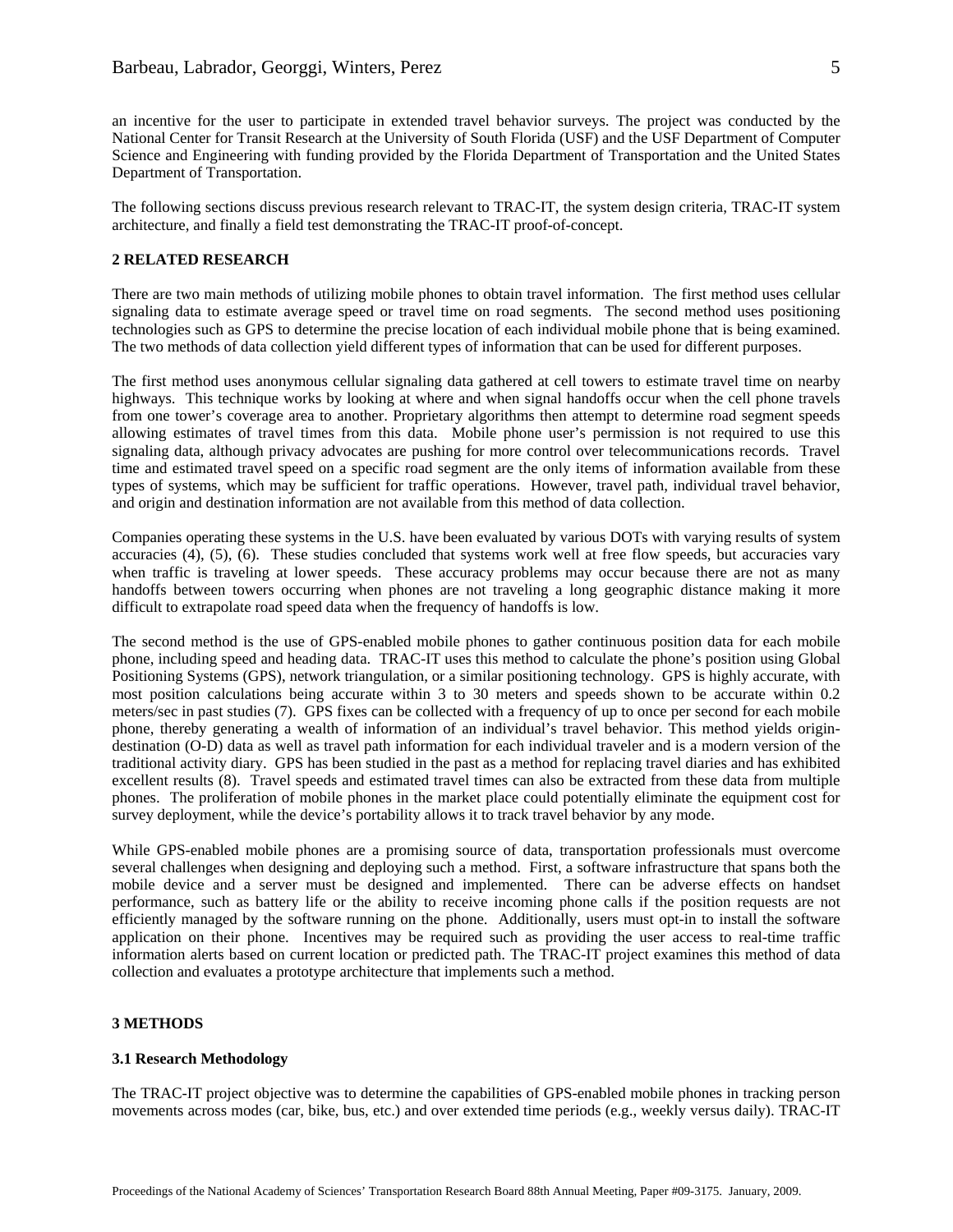an incentive for the user to participate in extended travel behavior surveys. The project was conducted by the National Center for Transit Research at the University of South Florida (USF) and the USF Department of Computer Science and Engineering with funding provided by the Florida Department of Transportation and the United States Department of Transportation.

The following sections discuss previous research relevant to TRAC-IT, the system design criteria, TRAC-IT system architecture, and finally a field test demonstrating the TRAC-IT proof-of-concept.

## 2 RELATED RESEARCH

There are two main methods of utilizing mobile phones to obtain travel information. The first method uses cellular signaling data to estimate average speed or travel time on road segments. The second method uses positioning technologies such as GPS to determine the precise location of each individual mobile phone that is being examined. The two methods of data collection yield different types of information that can be used for different purposes.

The first method uses anonymous cellular signaling data gathered at cell towers to estimate travel time on nearby highways. This technique works by looking at where and when signal handoffs occur when the cell phone travels from one tower's coverage area to another. Proprietary algorithms then attempt to determine road segment speeds allowing estimates of travel times from this data. Mobile phone user's permission is not required to use this signaling data, although privacy advocates are pushing for more control over telecommunications records. Travel time and estimated travel speed on a specific road segment are the only items of information available from these types of systems, which may be sufficient for traffic operations. However, travel path, individual travel behavior, and origin and destination information are not available from this method of data collection.

Companies operating these systems in the U.S. have been evaluated by various DOTs with varying results of system accuracies (4), (5), (6). These studies concluded that systems work well at free flow speeds, but accuracies vary when traffic is traveling at lower speeds. These accuracy problems may occur because there are not as many handoffs between towers occurring when phones are not traveling a long geographic distance making it more difficult to extrapolate road speed data when the frequency of handoffs is low.

The second method is the use of GPS-enabled mobile phones to gather continuous position data for each mobile phone, including speed and heading data. TRAC-IT uses this method to calculate the phone's position using Global Positioning Systems (GPS), network triangulation, or a similar positioning technology. GPS is highly accurate, with most position calculations being accurate within 3 to 30 meters and speeds shown to be accurate within 0.2 meters/sec in past studies (7). GPS fixes can be collected with a frequency of up to once per second for each mobile phone, thereby generating a wealth of information of an individual's travel behavior. This method yields origin-destination (O-D) data as well as travel path information for each individual traveler and is a modern version of the traditional activity diary. GPS has been studied in the past as a method for replacing travel diaries and has exhibited excellent results (8). Travel speeds and estimated travel times can also be extracted from these data from multiple phones. The proliferation of mobile phones in the market place could potentially eliminate the equipment cost for survey deployment, while the device's portability allows it to track travel behavior by any mode.

While GPS-enabled mobile phones are a promising source of data, transportation professionals must overcome several challenges when designing and deploying such a method. First, a software infrastructure that spans both the mobile device and a server must be designed and implemented. There can be adverse effects on handset performance, such as battery life or the ability to receive incoming phone calls if the position requests are not efficiently managed by the software running on the phone. Additionally, users must opt-in to install the software application on their phone. Incentives may be required such as providing the user access to real-time traffic information alerts based on current location or predicted path. The TRAC-IT project examines this method of data collection and evaluates a prototype architecture that implements such a method.

## 3 METHODS

### 3.1 Research Methodology

The TRAC-IT project objective was to determine the capabilities of GPS-enabled mobile phones in tracking person movements across modes (car, bike, bus, etc.) and over extended time periods (e.g., weekly versus daily). TRAC-IT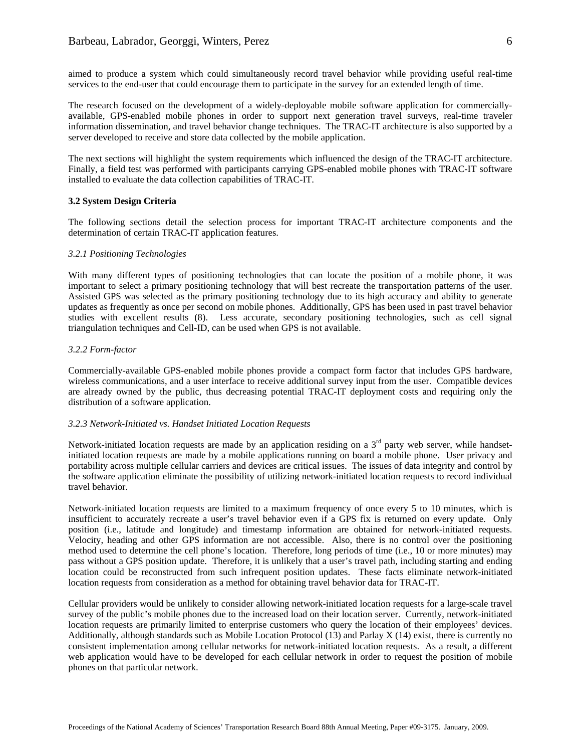aimed to produce a system which could simultaneously record travel behavior while providing useful real-time services to the end-user that could encourage them to participate in the survey for an extended length of time.

The research focused on the development of a widely-deployable mobile software application for commercially-available, GPS-enabled mobile phones in order to support next generation travel surveys, real-time traveler information dissemination, and travel behavior change techniques. The TRAC-IT architecture is also supported by a server developed to receive and store data collected by the mobile application.

The next sections will highlight the system requirements which influenced the design of the TRAC-IT architecture. Finally, a field test was performed with participants carrying GPS-enabled mobile phones with TRAC-IT software installed to evaluate the data collection capabilities of TRAC-IT.

### 3.2 System Design Criteria

The following sections detail the selection process for important TRAC-IT architecture components and the determination of certain TRAC-IT application features.

#### *3.2.1 Positioning Technologies*

With many different types of positioning technologies that can locate the position of a mobile phone, it was important to select a primary positioning technology that will best recreate the transportation patterns of the user. Assisted GPS was selected as the primary positioning technology due to its high accuracy and ability to generate updates as frequently as once per second on mobile phones. Additionally, GPS has been used in past travel behavior studies with excellent results (8). Less accurate, secondary positioning technologies, such as cell signal triangulation techniques and Cell-ID, can be used when GPS is not available.

#### *3.2.2 Form-factor*

Commercially-available GPS-enabled mobile phones provide a compact form factor that includes GPS hardware, wireless communications, and a user interface to receive additional survey input from the user. Compatible devices are already owned by the public, thus decreasing potential TRAC-IT deployment costs and requiring only the distribution of a software application.

#### *3.2.3 Network-Initiated vs. Handset Initiated Location Requests*

Network-initiated location requests are made by an application residing on a 3rd party web server, while handset-initiated location requests are made by a mobile applications running on board a mobile phone. User privacy and portability across multiple cellular carriers and devices are critical issues. The issues of data integrity and control by the software application eliminate the possibility of utilizing network-initiated location requests to record individual travel behavior.

Network-initiated location requests are limited to a maximum frequency of once every 5 to 10 minutes, which is insufficient to accurately recreate a user's travel behavior even if a GPS fix is returned on every update. Only position (i.e., latitude and longitude) and timestamp information are obtained for network-initiated requests. Velocity, heading and other GPS information are not accessible. Also, there is no control over the positioning method used to determine the cell phone's location. Therefore, long periods of time (i.e., 10 or more minutes) may pass without a GPS position update. Therefore, it is unlikely that a user's travel path, including starting and ending location could be reconstructed from such infrequent position updates. These facts eliminate network-initiated location requests from consideration as a method for obtaining travel behavior data for TRAC-IT.

Cellular providers would be unlikely to consider allowing network-initiated location requests for a large-scale travel survey of the public's mobile phones due to the increased load on their location server. Currently, network-initiated location requests are primarily limited to enterprise customers who query the location of their employees' devices. Additionally, although standards such as Mobile Location Protocol (13) and Parlay X (14) exist, there is currently no consistent implementation among cellular networks for network-initiated location requests. As a result, a different web application would have to be developed for each cellular network in order to request the position of mobile phones on that particular network.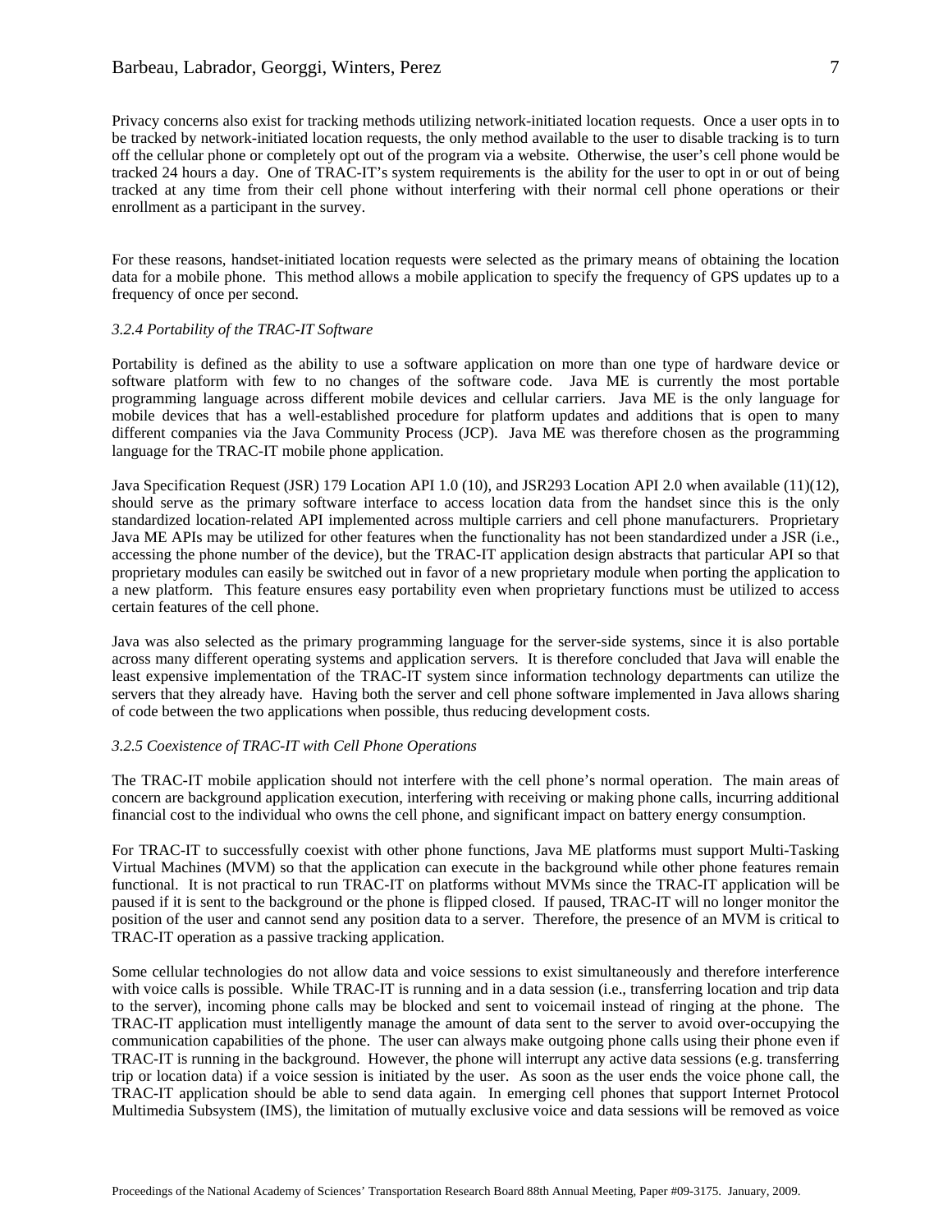Privacy concerns also exist for tracking methods utilizing network-initiated location requests. Once a user opts in to be tracked by network-initiated location requests, the only method available to the user to disable tracking is to turn off the cellular phone or completely opt out of the program via a website. Otherwise, the user's cell phone would be tracked 24 hours a day. One of TRAC-IT's system requirements is the ability for the user to opt in or out of being tracked at any time from their cell phone without interfering with their normal cell phone operations or their enrollment as a participant in the survey.

For these reasons, handset-initiated location requests were selected as the primary means of obtaining the location data for a mobile phone. This method allows a mobile application to specify the frequency of GPS updates up to a frequency of once per second.

*3.2.4 Portability of the TRAC-IT Software*

Portability is defined as the ability to use a software application on more than one type of hardware device or software platform with few to no changes of the software code. Java ME is currently the most portable programming language across different mobile devices and cellular carriers. Java ME is the only language for mobile devices that has a well-established procedure for platform updates and additions that is open to many different companies via the Java Community Process (JCP). Java ME was therefore chosen as the programming language for the TRAC-IT mobile phone application.

Java Specification Request (JSR) 179 Location API 1.0 (10), and JSR293 Location API 2.0 when available (11)(12), should serve as the primary software interface to access location data from the handset since this is the only standardized location-related API implemented across multiple carriers and cell phone manufacturers. Proprietary Java ME APIs may be utilized for other features when the functionality has not been standardized under a JSR (i.e., accessing the phone number of the device), but the TRAC-IT application design abstracts that particular API so that proprietary modules can easily be switched out in favor of a new proprietary module when porting the application to a new platform. This feature ensures easy portability even when proprietary functions must be utilized to access certain features of the cell phone.

Java was also selected as the primary programming language for the server-side systems, since it is also portable across many different operating systems and application servers. It is therefore concluded that Java will enable the least expensive implementation of the TRAC-IT system since information technology departments can utilize the servers that they already have. Having both the server and cell phone software implemented in Java allows sharing of code between the two applications when possible, thus reducing development costs.

*3.2.5 Coexistence of TRAC-IT with Cell Phone Operations*

The TRAC-IT mobile application should not interfere with the cell phone's normal operation. The main areas of concern are background application execution, interfering with receiving or making phone calls, incurring additional financial cost to the individual who owns the cell phone, and significant impact on battery energy consumption.

For TRAC-IT to successfully coexist with other phone functions, Java ME platforms must support Multi-Tasking Virtual Machines (MVM) so that the application can execute in the background while other phone features remain functional. It is not practical to run TRAC-IT on platforms without MVMs since the TRAC-IT application will be paused if it is sent to the background or the phone is flipped closed. If paused, TRAC-IT will no longer monitor the position of the user and cannot send any position data to a server. Therefore, the presence of an MVM is critical to TRAC-IT operation as a passive tracking application.

Some cellular technologies do not allow data and voice sessions to exist simultaneously and therefore interference with voice calls is possible. While TRAC-IT is running and in a data session (i.e., transferring location and trip data to the server), incoming phone calls may be blocked and sent to voicemail instead of ringing at the phone. The TRAC-IT application must intelligently manage the amount of data sent to the server to avoid over-occupying the communication capabilities of the phone. The user can always make outgoing phone calls using their phone even if TRAC-IT is running in the background. However, the phone will interrupt any active data sessions (e.g. transferring trip or location data) if a voice session is initiated by the user. As soon as the user ends the voice phone call, the TRAC-IT application should be able to send data again. In emerging cell phones that support Internet Protocol Multimedia Subsystem (IMS), the limitation of mutually exclusive voice and data sessions will be removed as voice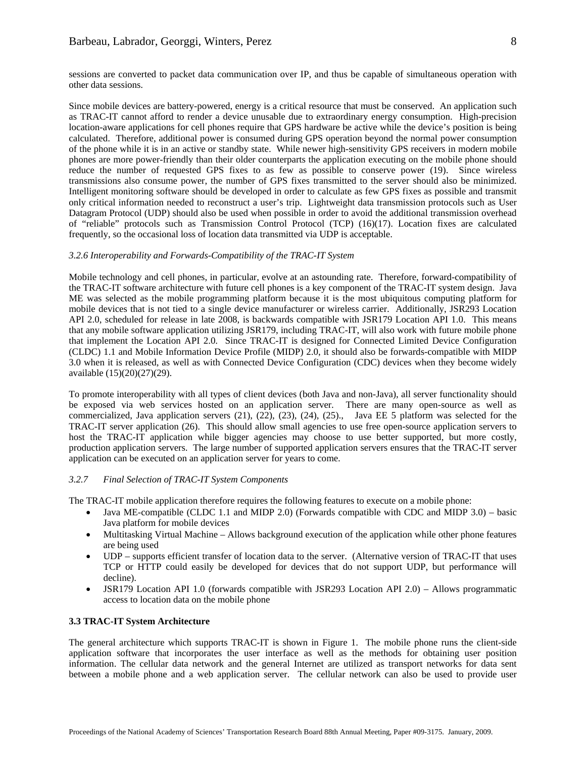sessions are converted to packet data communication over IP, and thus be capable of simultaneous operation with other data sessions.

Since mobile devices are battery-powered, energy is a critical resource that must be conserved. An application such as TRAC-IT cannot afford to render a device unusable due to extraordinary energy consumption. High-precision location-aware applications for cell phones require that GPS hardware be active while the device's position is being calculated. Therefore, additional power is consumed during GPS operation beyond the normal power consumption of the phone while it is in an active or standby state. While newer high-sensitivity GPS receivers in modern mobile phones are more power-friendly than their older counterparts the application executing on the mobile phone should reduce the number of requested GPS fixes to as few as possible to conserve power (19). Since wireless transmissions also consume power, the number of GPS fixes transmitted to the server should also be minimized. Intelligent monitoring software should be developed in order to calculate as few GPS fixes as possible and transmit only critical information needed to reconstruct a user's trip. Lightweight data transmission protocols such as User Datagram Protocol (UDP) should also be used when possible in order to avoid the additional transmission overhead of "reliable" protocols such as Transmission Control Protocol (TCP) (16)(17). Location fixes are calculated frequently, so the occasional loss of location data transmitted via UDP is acceptable.

*3.2.6 Interoperability and Forwards-Compatibility of the TRAC-IT System*

Mobile technology and cell phones, in particular, evolve at an astounding rate. Therefore, forward-compatibility of the TRAC-IT software architecture with future cell phones is a key component of the TRAC-IT system design. Java ME was selected as the mobile programming platform because it is the most ubiquitous computing platform for mobile devices that is not tied to a single device manufacturer or wireless carrier. Additionally, JSR293 Location API 2.0, scheduled for release in late 2008, is backwards compatible with JSR179 Location API 1.0. This means that any mobile software application utilizing JSR179, including TRAC-IT, will also work with future mobile phone that implement the Location API 2.0. Since TRAC-IT is designed for Connected Limited Device Configuration (CLDC) 1.1 and Mobile Information Device Profile (MIDP) 2.0, it should also be forwards-compatible with MIDP 3.0 when it is released, as well as with Connected Device Configuration (CDC) devices when they become widely available (15)(20)(27)(29).

To promote interoperability with all types of client devices (both Java and non-Java), all server functionality should be exposed via web services hosted on an application server. There are many open-source as well as commercialized, Java application servers (21), (22), (23), (24), (25)., Java EE 5 platform was selected for the TRAC-IT server application (26). This should allow small agencies to use free open-source application servers to host the TRAC-IT application while bigger agencies may choose to use better supported, but more costly, production application servers. The large number of supported application servers ensures that the TRAC-IT server application can be executed on an application server for years to come.

*3.2.7 Final Selection of TRAC-IT System Components*

The TRAC-IT mobile application therefore requires the following features to execute on a mobile phone:

- Java ME-compatible (CLDC 1.1 and MIDP 2.0) (Forwards compatible with CDC and MIDP 3.0) – basic Java platform for mobile devices
- Multitasking Virtual Machine – Allows background execution of the application while other phone features are being used
- UDP – supports efficient transfer of location data to the server. (Alternative version of TRAC-IT that uses TCP or HTTP could easily be developed for devices that do not support UDP, but performance will decline).
- JSR179 Location API 1.0 (forwards compatible with JSR293 Location API 2.0) – Allows programmatic access to location data on the mobile phone

**3.3 TRAC-IT System Architecture**

The general architecture which supports TRAC-IT is shown in Figure 1. The mobile phone runs the client-side application software that incorporates the user interface as well as the methods for obtaining user position information. The cellular data network and the general Internet are utilized as transport networks for data sent between a mobile phone and a web application server. The cellular network can also be used to provide user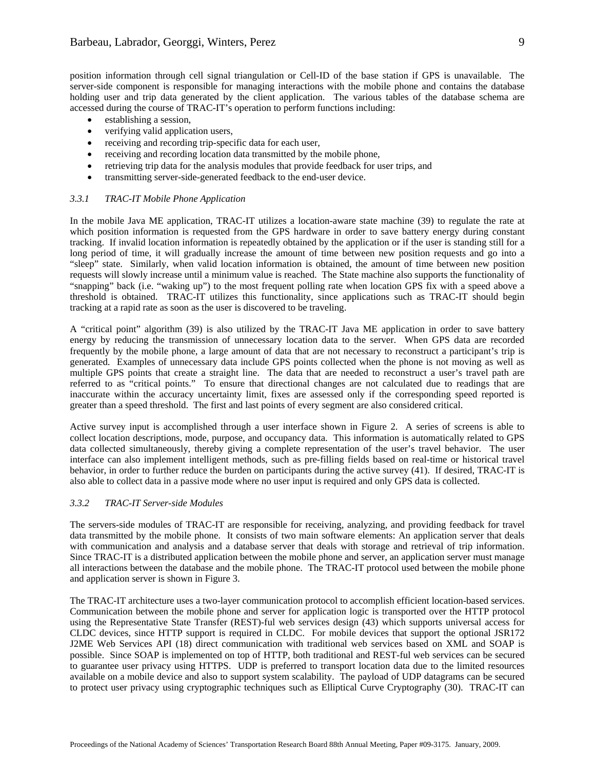position information through cell signal triangulation or Cell-ID of the base station if GPS is unavailable. The server-side component is responsible for managing interactions with the mobile phone and contains the database holding user and trip data generated by the client application. The various tables of the database schema are accessed during the course of TRAC-IT's operation to perform functions including:

- establishing a session,
- verifying valid application users,
- receiving and recording trip-specific data for each user,
- receiving and recording location data transmitted by the mobile phone,
- retrieving trip data for the analysis modules that provide feedback for user trips, and
- transmitting server-side-generated feedback to the end-user device.

### *3.3.1 TRAC-IT Mobile Phone Application*

In the mobile Java ME application, TRAC-IT utilizes a location-aware state machine (39) to regulate the rate at which position information is requested from the GPS hardware in order to save battery energy during constant tracking. If invalid location information is repeatedly obtained by the application or if the user is standing still for a long period of time, it will gradually increase the amount of time between new position requests and go into a "sleep" state. Similarly, when valid location information is obtained, the amount of time between new position requests will slowly increase until a minimum value is reached. The State machine also supports the functionality of "snapping" back (i.e. "waking up") to the most frequent polling rate when location GPS fix with a speed above a threshold is obtained. TRAC-IT utilizes this functionality, since applications such as TRAC-IT should begin tracking at a rapid rate as soon as the user is discovered to be traveling.

A "critical point" algorithm (39) is also utilized by the TRAC-IT Java ME application in order to save battery energy by reducing the transmission of unnecessary location data to the server. When GPS data are recorded frequently by the mobile phone, a large amount of data that are not necessary to reconstruct a participant's trip is generated. Examples of unnecessary data include GPS points collected when the phone is not moving as well as multiple GPS points that create a straight line. The data that are needed to reconstruct a user's travel path are referred to as "critical points." To ensure that directional changes are not calculated due to readings that are inaccurate within the accuracy uncertainty limit, fixes are assessed only if the corresponding speed reported is greater than a speed threshold. The first and last points of every segment are also considered critical.

Active survey input is accomplished through a user interface shown in Figure 2. A series of screens is able to collect location descriptions, mode, purpose, and occupancy data. This information is automatically related to GPS data collected simultaneously, thereby giving a complete representation of the user's travel behavior. The user interface can also implement intelligent methods, such as pre-filling fields based on real-time or historical travel behavior, in order to further reduce the burden on participants during the active survey (41). If desired, TRAC-IT is also able to collect data in a passive mode where no user input is required and only GPS data is collected.

### *3.3.2 TRAC-IT Server-side Modules*

The servers-side modules of TRAC-IT are responsible for receiving, analyzing, and providing feedback for travel data transmitted by the mobile phone. It consists of two main software elements: An application server that deals with communication and analysis and a database server that deals with storage and retrieval of trip information. Since TRAC-IT is a distributed application between the mobile phone and server, an application server must manage all interactions between the database and the mobile phone. The TRAC-IT protocol used between the mobile phone and application server is shown in Figure 3.

The TRAC-IT architecture uses a two-layer communication protocol to accomplish efficient location-based services. Communication between the mobile phone and server for application logic is transported over the HTTP protocol using the Representative State Transfer (REST)-ful web services design (43) which supports universal access for CLDC devices, since HTTP support is required in CLDC. For mobile devices that support the optional JSR172 J2ME Web Services API (18) direct communication with traditional web services based on XML and SOAP is possible. Since SOAP is implemented on top of HTTP, both traditional and REST-ful web services can be secured to guarantee user privacy using HTTPS. UDP is preferred to transport location data due to the limited resources available on a mobile device and also to support system scalability. The payload of UDP datagrams can be secured to protect user privacy using cryptographic techniques such as Elliptical Curve Cryptography (30). TRAC-IT can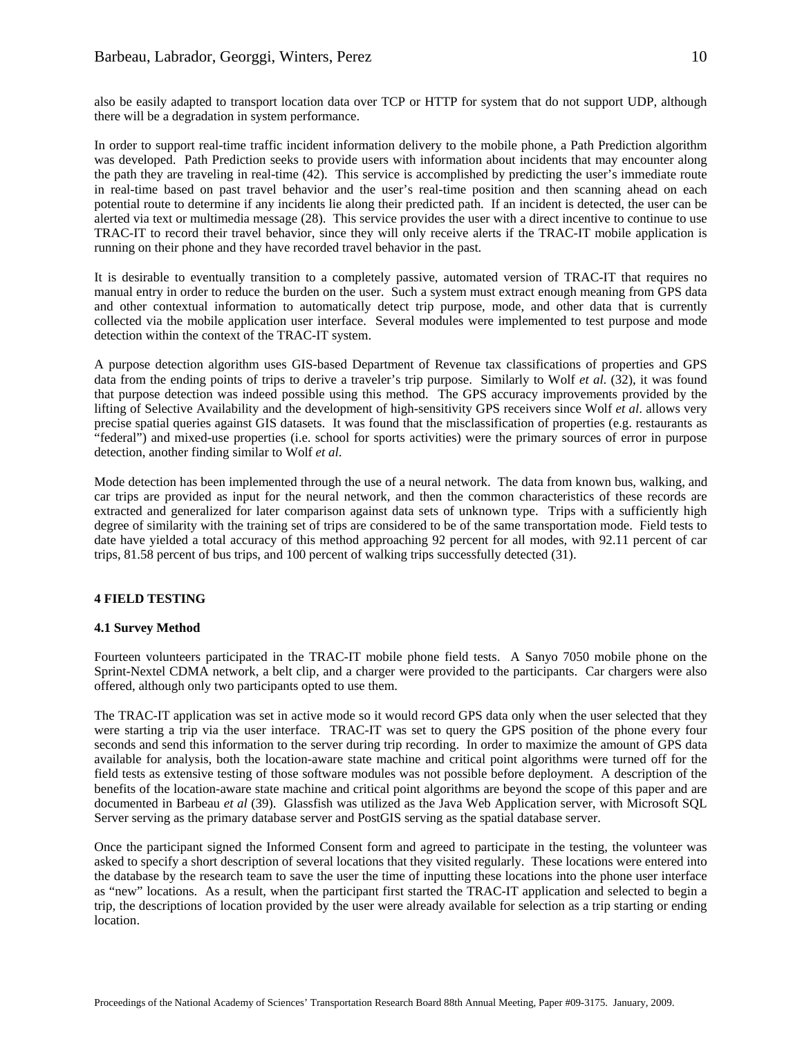also be easily adapted to transport location data over TCP or HTTP for system that do not support UDP, although there will be a degradation in system performance.

In order to support real-time traffic incident information delivery to the mobile phone, a Path Prediction algorithm was developed. Path Prediction seeks to provide users with information about incidents that may encounter along the path they are traveling in real-time (42). This service is accomplished by predicting the user's immediate route in real-time based on past travel behavior and the user's real-time position and then scanning ahead on each potential route to determine if any incidents lie along their predicted path. If an incident is detected, the user can be alerted via text or multimedia message (28). This service provides the user with a direct incentive to continue to use TRAC-IT to record their travel behavior, since they will only receive alerts if the TRAC-IT mobile application is running on their phone and they have recorded travel behavior in the past.

It is desirable to eventually transition to a completely passive, automated version of TRAC-IT that requires no manual entry in order to reduce the burden on the user. Such a system must extract enough meaning from GPS data and other contextual information to automatically detect trip purpose, mode, and other data that is currently collected via the mobile application user interface. Several modules were implemented to test purpose and mode detection within the context of the TRAC-IT system.

A purpose detection algorithm uses GIS-based Department of Revenue tax classifications of properties and GPS data from the ending points of trips to derive a traveler's trip purpose. Similarly to Wolf *et al.* (32), it was found that purpose detection was indeed possible using this method. The GPS accuracy improvements provided by the lifting of Selective Availability and the development of high-sensitivity GPS receivers since Wolf *et al*. allows very precise spatial queries against GIS datasets. It was found that the misclassification of properties (e.g. restaurants as "federal") and mixed-use properties (i.e. school for sports activities) were the primary sources of error in purpose detection, another finding similar to Wolf *et al*.

Mode detection has been implemented through the use of a neural network. The data from known bus, walking, and car trips are provided as input for the neural network, and then the common characteristics of these records are extracted and generalized for later comparison against data sets of unknown type. Trips with a sufficiently high degree of similarity with the training set of trips are considered to be of the same transportation mode. Field tests to date have yielded a total accuracy of this method approaching 92 percent for all modes, with 92.11 percent of car trips, 81.58 percent of bus trips, and 100 percent of walking trips successfully detected (31).

## 4 FIELD TESTING

### 4.1 Survey Method

Fourteen volunteers participated in the TRAC-IT mobile phone field tests. A Sanyo 7050 mobile phone on the Sprint-Nextel CDMA network, a belt clip, and a charger were provided to the participants. Car chargers were also offered, although only two participants opted to use them.

The TRAC-IT application was set in active mode so it would record GPS data only when the user selected that they were starting a trip via the user interface. TRAC-IT was set to query the GPS position of the phone every four seconds and send this information to the server during trip recording. In order to maximize the amount of GPS data available for analysis, both the location-aware state machine and critical point algorithms were turned off for the field tests as extensive testing of those software modules was not possible before deployment. A description of the benefits of the location-aware state machine and critical point algorithms are beyond the scope of this paper and are documented in Barbeau *et al* (39). Glassfish was utilized as the Java Web Application server, with Microsoft SQL Server serving as the primary database server and PostGIS serving as the spatial database server.

Once the participant signed the Informed Consent form and agreed to participate in the testing, the volunteer was asked to specify a short description of several locations that they visited regularly. These locations were entered into the database by the research team to save the user the time of inputting these locations into the phone user interface as "new" locations. As a result, when the participant first started the TRAC-IT application and selected to begin a trip, the descriptions of location provided by the user were already available for selection as a trip starting or ending location.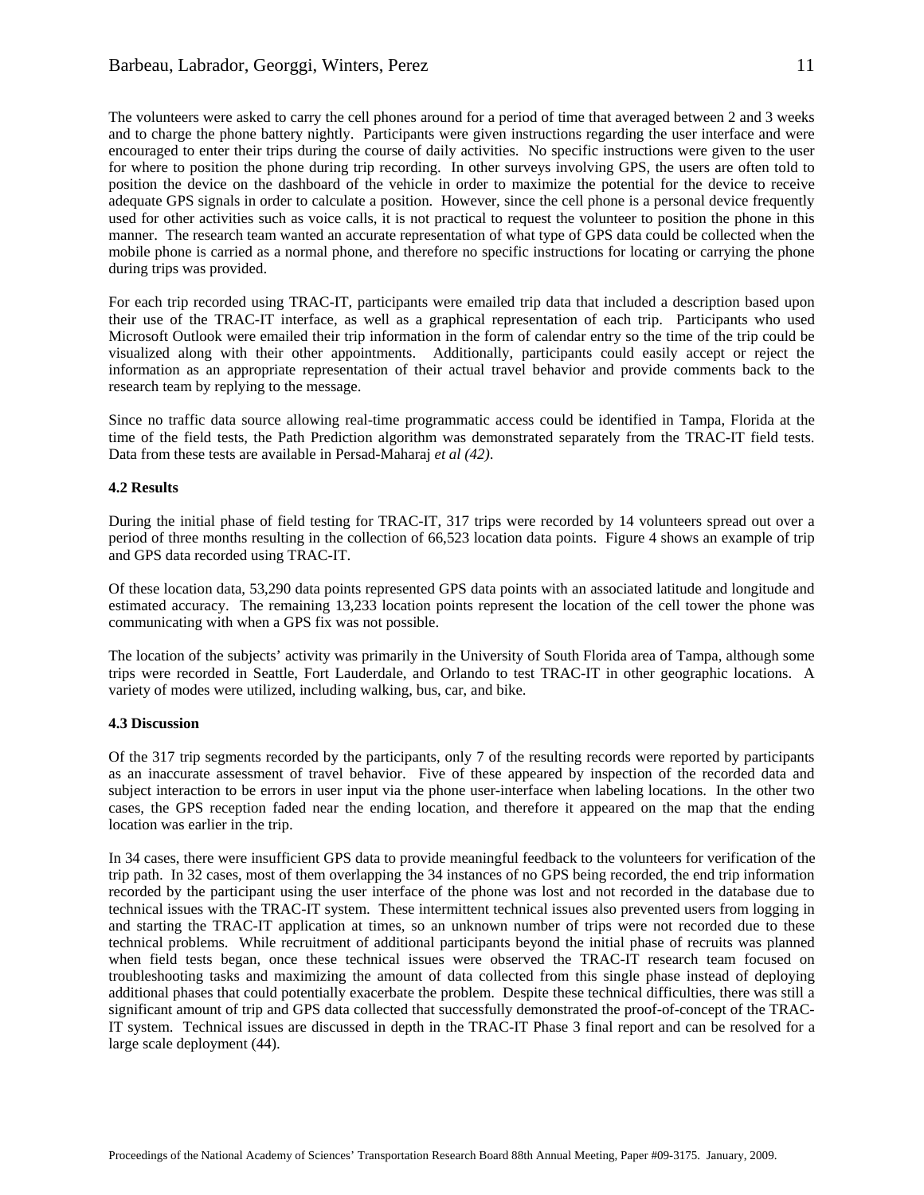The volunteers were asked to carry the cell phones around for a period of time that averaged between 2 and 3 weeks and to charge the phone battery nightly. Participants were given instructions regarding the user interface and were encouraged to enter their trips during the course of daily activities. No specific instructions were given to the user for where to position the phone during trip recording. In other surveys involving GPS, the users are often told to position the device on the dashboard of the vehicle in order to maximize the potential for the device to receive adequate GPS signals in order to calculate a position. However, since the cell phone is a personal device frequently used for other activities such as voice calls, it is not practical to request the volunteer to position the phone in this manner. The research team wanted an accurate representation of what type of GPS data could be collected when the mobile phone is carried as a normal phone, and therefore no specific instructions for locating or carrying the phone during trips was provided.

For each trip recorded using TRAC-IT, participants were emailed trip data that included a description based upon their use of the TRAC-IT interface, as well as a graphical representation of each trip. Participants who used Microsoft Outlook were emailed their trip information in the form of calendar entry so the time of the trip could be visualized along with their other appointments. Additionally, participants could easily accept or reject the information as an appropriate representation of their actual travel behavior and provide comments back to the research team by replying to the message.

Since no traffic data source allowing real-time programmatic access could be identified in Tampa, Florida at the time of the field tests, the Path Prediction algorithm was demonstrated separately from the TRAC-IT field tests. Data from these tests are available in Persad-Maharaj *et al (42)*.

#### 4.2 Results

During the initial phase of field testing for TRAC-IT, 317 trips were recorded by 14 volunteers spread out over a period of three months resulting in the collection of 66,523 location data points. Figure 4 shows an example of trip and GPS data recorded using TRAC-IT.

Of these location data, 53,290 data points represented GPS data points with an associated latitude and longitude and estimated accuracy. The remaining 13,233 location points represent the location of the cell tower the phone was communicating with when a GPS fix was not possible.

The location of the subjects' activity was primarily in the University of South Florida area of Tampa, although some trips were recorded in Seattle, Fort Lauderdale, and Orlando to test TRAC-IT in other geographic locations. A variety of modes were utilized, including walking, bus, car, and bike.

#### 4.3 Discussion

Of the 317 trip segments recorded by the participants, only 7 of the resulting records were reported by participants as an inaccurate assessment of travel behavior. Five of these appeared by inspection of the recorded data and subject interaction to be errors in user input via the phone user-interface when labeling locations. In the other two cases, the GPS reception faded near the ending location, and therefore it appeared on the map that the ending location was earlier in the trip.

In 34 cases, there were insufficient GPS data to provide meaningful feedback to the volunteers for verification of the trip path. In 32 cases, most of them overlapping the 34 instances of no GPS being recorded, the end trip information recorded by the participant using the user interface of the phone was lost and not recorded in the database due to technical issues with the TRAC-IT system. These intermittent technical issues also prevented users from logging in and starting the TRAC-IT application at times, so an unknown number of trips were not recorded due to these technical problems. While recruitment of additional participants beyond the initial phase of recruits was planned when field tests began, once these technical issues were observed the TRAC-IT research team focused on troubleshooting tasks and maximizing the amount of data collected from this single phase instead of deploying additional phases that could potentially exacerbate the problem. Despite these technical difficulties, there was still a significant amount of trip and GPS data collected that successfully demonstrated the proof-of-concept of the TRAC-IT system. Technical issues are discussed in depth in the TRAC-IT Phase 3 final report and can be resolved for a large scale deployment (44).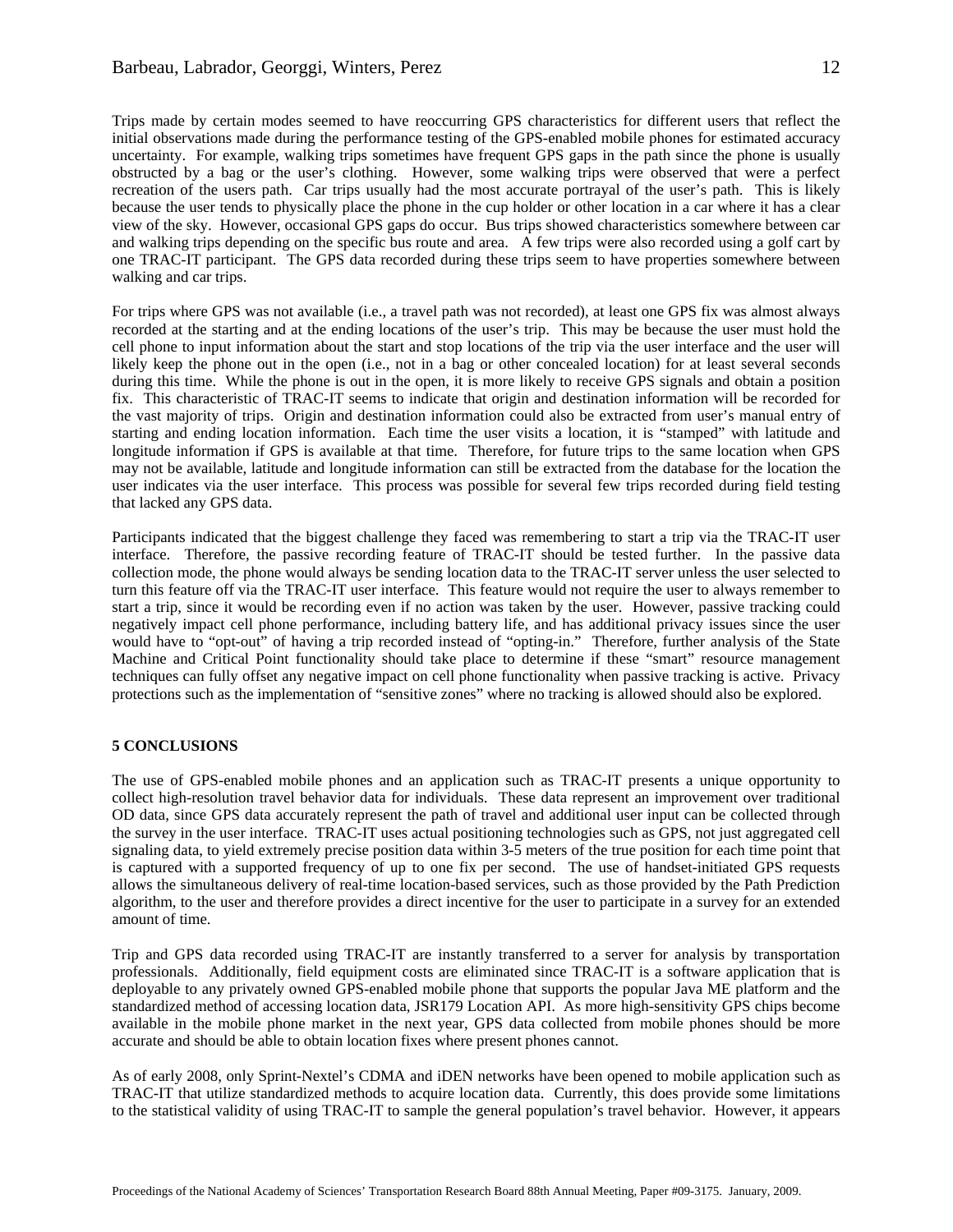Trips made by certain modes seemed to have reoccurring GPS characteristics for different users that reflect the initial observations made during the performance testing of the GPS-enabled mobile phones for estimated accuracy uncertainty. For example, walking trips sometimes have frequent GPS gaps in the path since the phone is usually obstructed by a bag or the user's clothing. However, some walking trips were observed that were a perfect recreation of the users path. Car trips usually had the most accurate portrayal of the user's path. This is likely because the user tends to physically place the phone in the cup holder or other location in a car where it has a clear view of the sky. However, occasional GPS gaps do occur. Bus trips showed characteristics somewhere between car and walking trips depending on the specific bus route and area. A few trips were also recorded using a golf cart by one TRAC-IT participant. The GPS data recorded during these trips seem to have properties somewhere between walking and car trips.

For trips where GPS was not available (i.e., a travel path was not recorded), at least one GPS fix was almost always recorded at the starting and at the ending locations of the user's trip. This may be because the user must hold the cell phone to input information about the start and stop locations of the trip via the user interface and the user will likely keep the phone out in the open (i.e., not in a bag or other concealed location) for at least several seconds during this time. While the phone is out in the open, it is more likely to receive GPS signals and obtain a position fix. This characteristic of TRAC-IT seems to indicate that origin and destination information will be recorded for the vast majority of trips. Origin and destination information could also be extracted from user's manual entry of starting and ending location information. Each time the user visits a location, it is "stamped" with latitude and longitude information if GPS is available at that time. Therefore, for future trips to the same location when GPS may not be available, latitude and longitude information can still be extracted from the database for the location the user indicates via the user interface. This process was possible for several few trips recorded during field testing that lacked any GPS data.

Participants indicated that the biggest challenge they faced was remembering to start a trip via the TRAC-IT user interface. Therefore, the passive recording feature of TRAC-IT should be tested further. In the passive data collection mode, the phone would always be sending location data to the TRAC-IT server unless the user selected to turn this feature off via the TRAC-IT user interface. This feature would not require the user to always remember to start a trip, since it would be recording even if no action was taken by the user. However, passive tracking could negatively impact cell phone performance, including battery life, and has additional privacy issues since the user would have to "opt-out" of having a trip recorded instead of "opting-in." Therefore, further analysis of the State Machine and Critical Point functionality should take place to determine if these "smart" resource management techniques can fully offset any negative impact on cell phone functionality when passive tracking is active. Privacy protections such as the implementation of "sensitive zones" where no tracking is allowed should also be explored.

## 5 CONCLUSIONS

The use of GPS-enabled mobile phones and an application such as TRAC-IT presents a unique opportunity to collect high-resolution travel behavior data for individuals. These data represent an improvement over traditional OD data, since GPS data accurately represent the path of travel and additional user input can be collected through the survey in the user interface. TRAC-IT uses actual positioning technologies such as GPS, not just aggregated cell signaling data, to yield extremely precise position data within 3-5 meters of the true position for each time point that is captured with a supported frequency of up to one fix per second. The use of handset-initiated GPS requests allows the simultaneous delivery of real-time location-based services, such as those provided by the Path Prediction algorithm, to the user and therefore provides a direct incentive for the user to participate in a survey for an extended amount of time.

Trip and GPS data recorded using TRAC-IT are instantly transferred to a server for analysis by transportation professionals. Additionally, field equipment costs are eliminated since TRAC-IT is a software application that is deployable to any privately owned GPS-enabled mobile phone that supports the popular Java ME platform and the standardized method of accessing location data, JSR179 Location API. As more high-sensitivity GPS chips become available in the mobile phone market in the next year, GPS data collected from mobile phones should be more accurate and should be able to obtain location fixes where present phones cannot.

As of early 2008, only Sprint-Nextel's CDMA and iDEN networks have been opened to mobile application such as TRAC-IT that utilize standardized methods to acquire location data. Currently, this does provide some limitations to the statistical validity of using TRAC-IT to sample the general population's travel behavior. However, it appears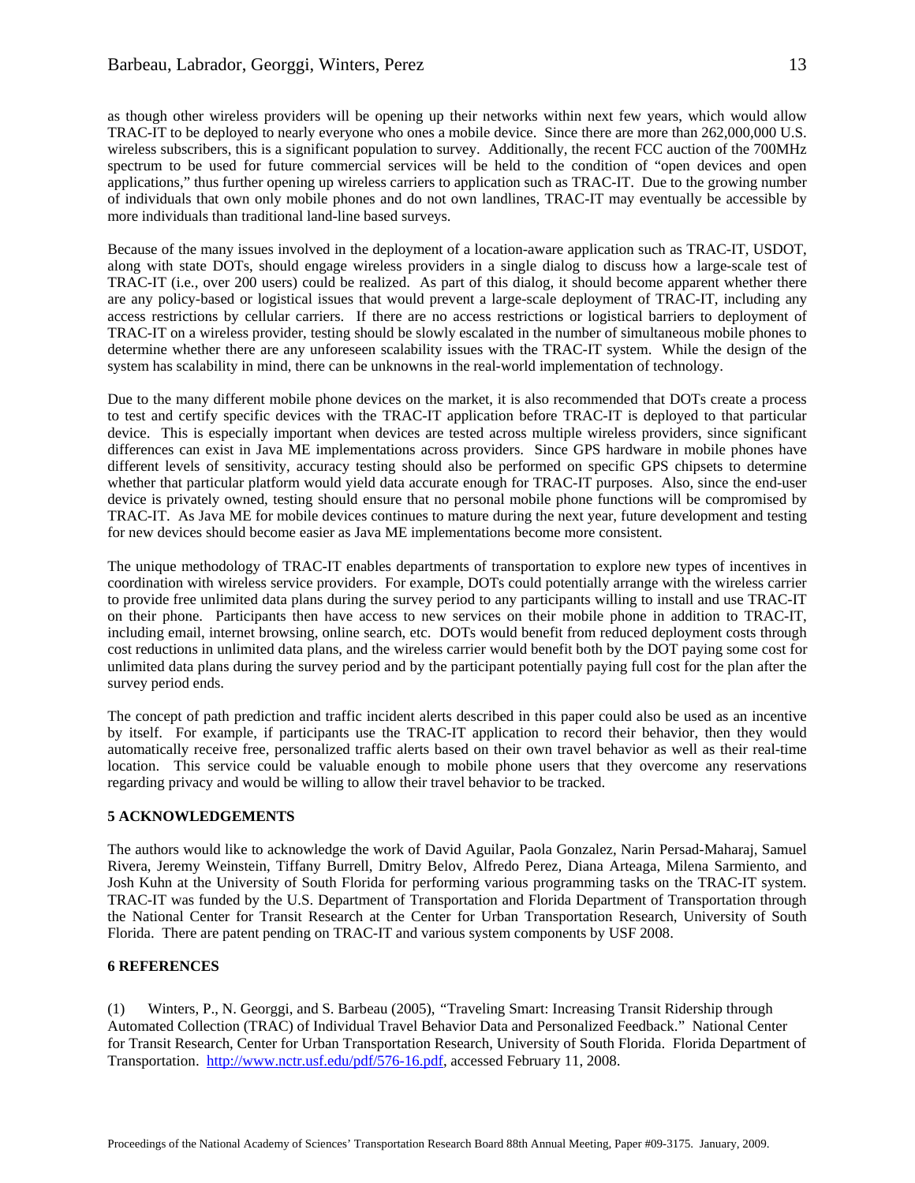as though other wireless providers will be opening up their networks within next few years, which would allow TRAC-IT to be deployed to nearly everyone who ones a mobile device. Since there are more than 262,000,000 U.S. wireless subscribers, this is a significant population to survey. Additionally, the recent FCC auction of the 700MHz spectrum to be used for future commercial services will be held to the condition of "open devices and open applications," thus further opening up wireless carriers to application such as TRAC-IT. Due to the growing number of individuals that own only mobile phones and do not own landlines, TRAC-IT may eventually be accessible by more individuals than traditional land-line based surveys.

Because of the many issues involved in the deployment of a location-aware application such as TRAC-IT, USDOT, along with state DOTs, should engage wireless providers in a single dialog to discuss how a large-scale test of TRAC-IT (i.e., over 200 users) could be realized. As part of this dialog, it should become apparent whether there are any policy-based or logistical issues that would prevent a large-scale deployment of TRAC-IT, including any access restrictions by cellular carriers. If there are no access restrictions or logistical barriers to deployment of TRAC-IT on a wireless provider, testing should be slowly escalated in the number of simultaneous mobile phones to determine whether there are any unforeseen scalability issues with the TRAC-IT system. While the design of the system has scalability in mind, there can be unknowns in the real-world implementation of technology.

Due to the many different mobile phone devices on the market, it is also recommended that DOTs create a process to test and certify specific devices with the TRAC-IT application before TRAC-IT is deployed to that particular device. This is especially important when devices are tested across multiple wireless providers, since significant differences can exist in Java ME implementations across providers. Since GPS hardware in mobile phones have different levels of sensitivity, accuracy testing should also be performed on specific GPS chipsets to determine whether that particular platform would yield data accurate enough for TRAC-IT purposes. Also, since the end-user device is privately owned, testing should ensure that no personal mobile phone functions will be compromised by TRAC-IT. As Java ME for mobile devices continues to mature during the next year, future development and testing for new devices should become easier as Java ME implementations become more consistent.

The unique methodology of TRAC-IT enables departments of transportation to explore new types of incentives in coordination with wireless service providers. For example, DOTs could potentially arrange with the wireless carrier to provide free unlimited data plans during the survey period to any participants willing to install and use TRAC-IT on their phone. Participants then have access to new services on their mobile phone in addition to TRAC-IT, including email, internet browsing, online search, etc. DOTs would benefit from reduced deployment costs through cost reductions in unlimited data plans, and the wireless carrier would benefit both by the DOT paying some cost for unlimited data plans during the survey period and by the participant potentially paying full cost for the plan after the survey period ends.

The concept of path prediction and traffic incident alerts described in this paper could also be used as an incentive by itself. For example, if participants use the TRAC-IT application to record their behavior, then they would automatically receive free, personalized traffic alerts based on their own travel behavior as well as their real-time location. This service could be valuable enough to mobile phone users that they overcome any reservations regarding privacy and would be willing to allow their travel behavior to be tracked.

## 5 ACKNOWLEDGEMENTS

The authors would like to acknowledge the work of David Aguilar, Paola Gonzalez, Narin Persad-Maharaj, Samuel Rivera, Jeremy Weinstein, Tiffany Burrell, Dmitry Belov, Alfredo Perez, Diana Arteaga, Milena Sarmiento, and Josh Kuhn at the University of South Florida for performing various programming tasks on the TRAC-IT system. TRAC-IT was funded by the U.S. Department of Transportation and Florida Department of Transportation through the National Center for Transit Research at the Center for Urban Transportation Research, University of South Florida. There are patent pending on TRAC-IT and various system components by USF 2008.

## 6 REFERENCES

(1) Winters, P., N. Georggi, and S. Barbeau (2005), "Traveling Smart: Increasing Transit Ridership through Automated Collection (TRAC) of Individual Travel Behavior Data and Personalized Feedback." National Center for Transit Research, Center for Urban Transportation Research, University of South Florida. Florida Department of Transportation. http://www.nctr.usf.edu/pdf/576-16.pdf, accessed February 11, 2008.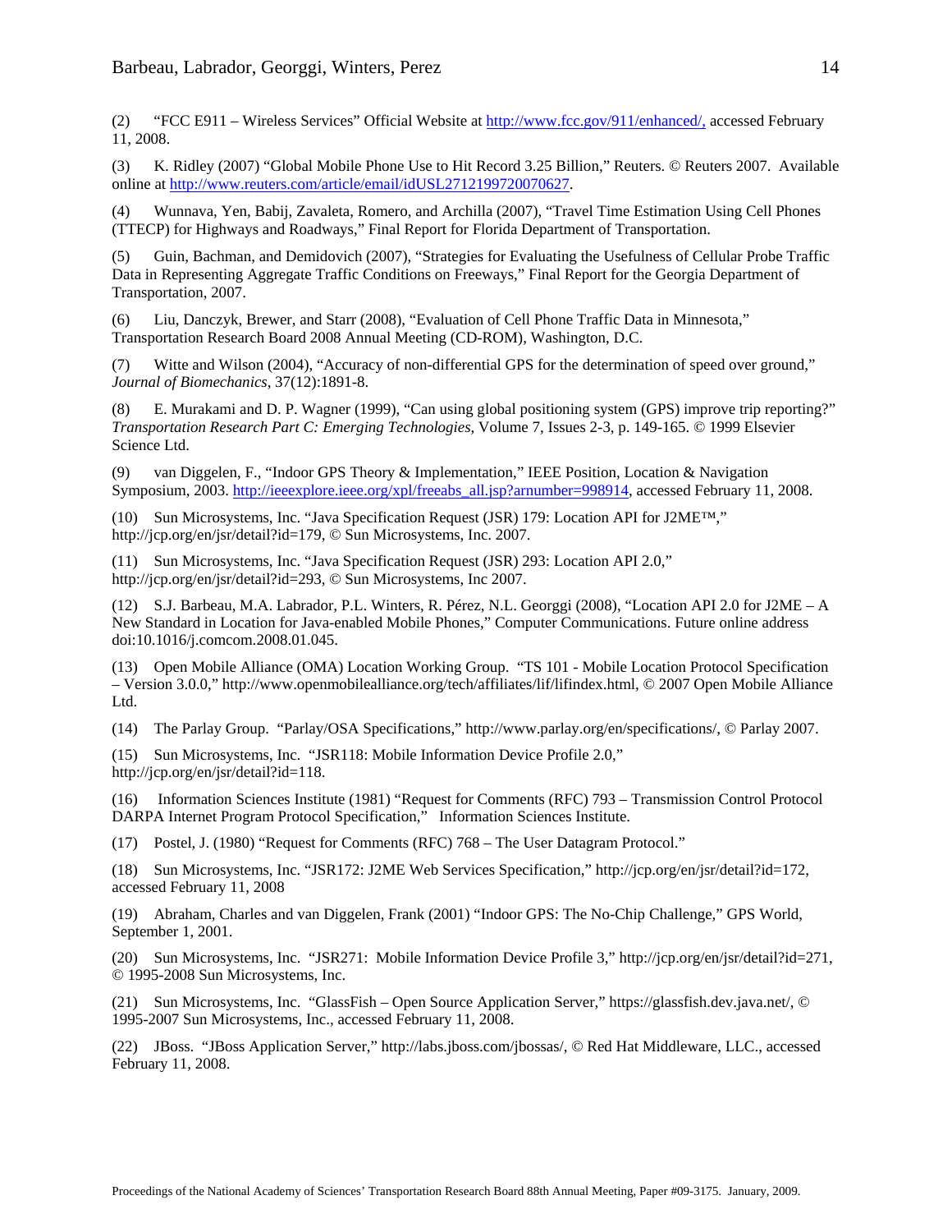(2) "FCC E911 – Wireless Services" Official Website at [http://www.fcc.gov/911/enhanced/,](http://www.fcc.gov/911/enhanced/) accessed February 11, 2008.

(3) K. Ridley (2007) "Global Mobile Phone Use to Hit Record 3.25 Billion," Reuters. © Reuters 2007. Available online at [http://www.reuters.com/article/email/idUSL2712199720070627](http://www.reuters.com/article/email/idUSL2712199720070627).

(4) Wunnava, Yen, Babij, Zavaleta, Romero, and Archilla (2007), "Travel Time Estimation Using Cell Phones (TTECP) for Highways and Roadways," Final Report for Florida Department of Transportation.

(5) Guin, Bachman, and Demidovich (2007), "Strategies for Evaluating the Usefulness of Cellular Probe Traffic Data in Representing Aggregate Traffic Conditions on Freeways," Final Report for the Georgia Department of Transportation, 2007.

(6) Liu, Danczyk, Brewer, and Starr (2008), "Evaluation of Cell Phone Traffic Data in Minnesota," Transportation Research Board 2008 Annual Meeting (CD-ROM), Washington, D.C.

(7) Witte and Wilson (2004), "Accuracy of non-differential GPS for the determination of speed over ground," *Journal of Biomechanics*, 37(12):1891-8.

(8) E. Murakami and D. P. Wagner (1999), "Can using global positioning system (GPS) improve trip reporting?" *Transportation Research Part C: Emerging Technologies,* Volume 7, Issues 2-3, p. 149-165. © 1999 Elsevier Science Ltd.

(9) van Diggelen, F., "Indoor GPS Theory & Implementation," IEEE Position, Location & Navigation Symposium, 2003. [http://ieeexplore.ieee.org/xpl/freeabs_all.jsp?arnumber=998914](http://ieeexplore.ieee.org/xpl/freeabs_all.jsp?arnumber=998914), accessed February 11, 2008.

(10) Sun Microsystems, Inc. "Java Specification Request (JSR) 179: Location API for J2ME™," http://jcp.org/en/jsr/detail?id=179, © Sun Microsystems, Inc. 2007.

(11) Sun Microsystems, Inc. "Java Specification Request (JSR) 293: Location API 2.0," http://jcp.org/en/jsr/detail?id=293, © Sun Microsystems, Inc 2007.

(12) S.J. Barbeau, M.A. Labrador, P.L. Winters, R. Pérez, N.L. Georggi (2008), "Location API 2.0 for J2ME – A New Standard in Location for Java-enabled Mobile Phones," Computer Communications. Future online address doi:10.1016/j.comcom.2008.01.045.

(13) Open Mobile Alliance (OMA) Location Working Group. "TS 101 - Mobile Location Protocol Specification – Version 3.0.0," http://www.openmobilealliance.org/tech/affiliates/lif/lifindex.html, © 2007 Open Mobile Alliance Ltd.

(14) The Parlay Group. "Parlay/OSA Specifications," http://www.parlay.org/en/specifications/, © Parlay 2007.

(15) Sun Microsystems, Inc. "JSR118: Mobile Information Device Profile 2.0," http://jcp.org/en/jsr/detail?id=118.

(16) Information Sciences Institute (1981) "Request for Comments (RFC) 793 – Transmission Control Protocol DARPA Internet Program Protocol Specification," Information Sciences Institute.

(17) Postel, J. (1980) "Request for Comments (RFC) 768 – The User Datagram Protocol."

(18) Sun Microsystems, Inc. "JSR172: J2ME Web Services Specification," http://jcp.org/en/jsr/detail?id=172, accessed February 11, 2008

(19) Abraham, Charles and van Diggelen, Frank (2001) "Indoor GPS: The No-Chip Challenge," GPS World, September 1, 2001.

(20) Sun Microsystems, Inc. "JSR271: Mobile Information Device Profile 3," http://jcp.org/en/jsr/detail?id=271, © 1995-2008 Sun Microsystems, Inc.

(21) Sun Microsystems, Inc. "GlassFish – Open Source Application Server," https://glassfish.dev.java.net/, © 1995-2007 Sun Microsystems, Inc., accessed February 11, 2008.

(22) JBoss. "JBoss Application Server," http://labs.jboss.com/jbossas/, © Red Hat Middleware, LLC., accessed February 11, 2008.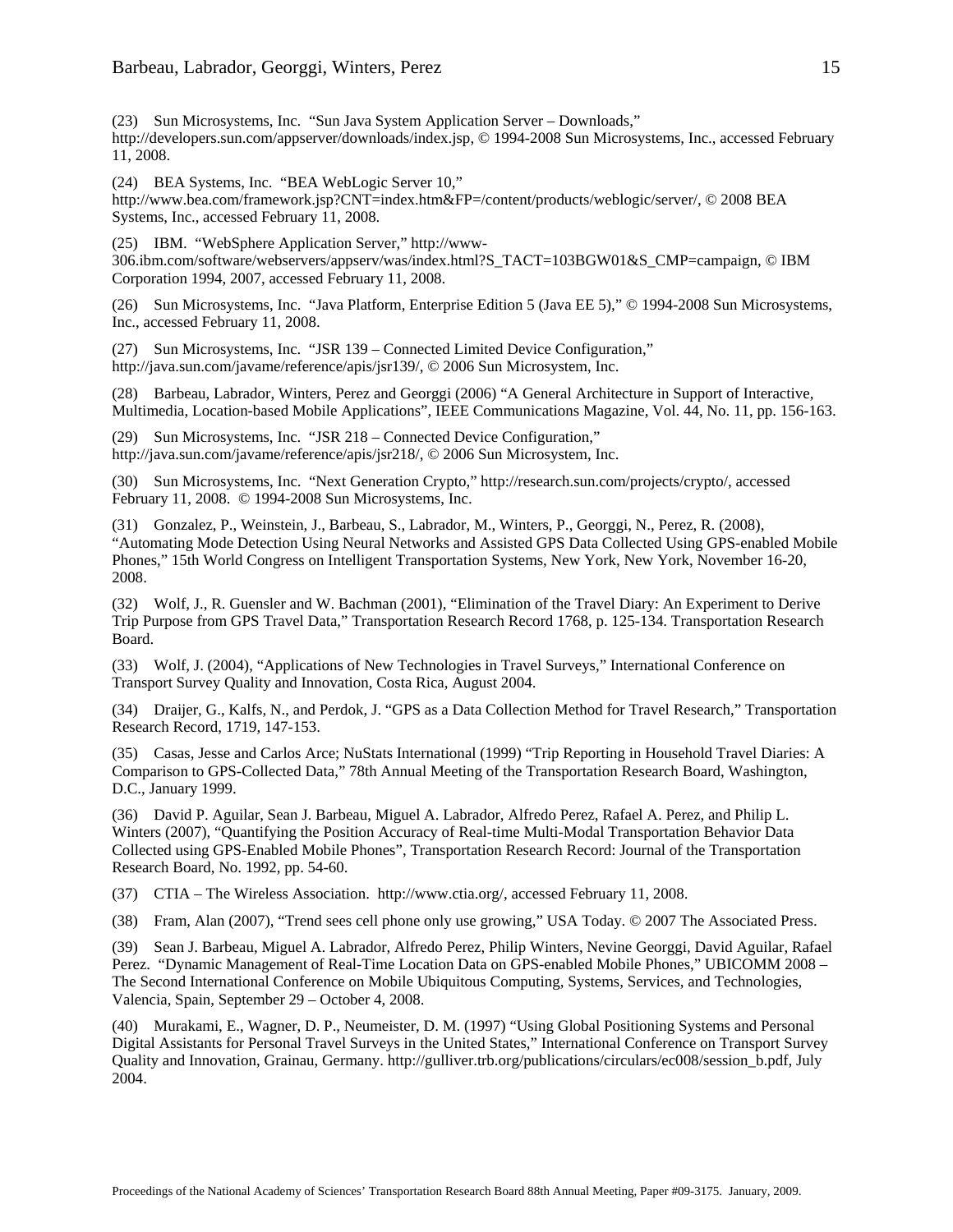(23) Sun Microsystems, Inc. "Sun Java System Application Server – Downloads," http://developers.sun.com/appserver/downloads/index.jsp, © 1994-2008 Sun Microsystems, Inc., accessed February 11, 2008.

(24) BEA Systems, Inc. "BEA WebLogic Server 10," http://www.bea.com/framework.jsp?CNT=index.htm&FP=/content/products/weblogic/server/, © 2008 BEA Systems, Inc., accessed February 11, 2008.

(25) IBM. "WebSphere Application Server," http://www-306.ibm.com/software/webservers/appserv/was/index.html?S_TACT=103BGW01&S_CMP=campaign, © IBM Corporation 1994, 2007, accessed February 11, 2008.

(26) Sun Microsystems, Inc. "Java Platform, Enterprise Edition 5 (Java EE 5)," © 1994-2008 Sun Microsystems, Inc., accessed February 11, 2008.

(27) Sun Microsystems, Inc. "JSR 139 – Connected Limited Device Configuration," http://java.sun.com/javame/reference/apis/jsr139/, © 2006 Sun Microsystem, Inc.

(28) Barbeau, Labrador, Winters, Perez and Georggi (2006) "A General Architecture in Support of Interactive, Multimedia, Location-based Mobile Applications", IEEE Communications Magazine, Vol. 44, No. 11, pp. 156-163.

(29) Sun Microsystems, Inc. "JSR 218 – Connected Device Configuration," http://java.sun.com/javame/reference/apis/jsr218/, © 2006 Sun Microsystem, Inc.

(30) Sun Microsystems, Inc. "Next Generation Crypto," http://research.sun.com/projects/crypto/, accessed February 11, 2008. © 1994-2008 Sun Microsystems, Inc.

(31) Gonzalez, P., Weinstein, J., Barbeau, S., Labrador, M., Winters, P., Georggi, N., Perez, R. (2008), "Automating Mode Detection Using Neural Networks and Assisted GPS Data Collected Using GPS-enabled Mobile Phones," 15th World Congress on Intelligent Transportation Systems, New York, New York, November 16-20, 2008.

(32) Wolf, J., R. Guensler and W. Bachman (2001), "Elimination of the Travel Diary: An Experiment to Derive Trip Purpose from GPS Travel Data," Transportation Research Record 1768, p. 125-134. Transportation Research Board.

(33) Wolf, J. (2004), "Applications of New Technologies in Travel Surveys," International Conference on Transport Survey Quality and Innovation, Costa Rica, August 2004.

(34) Draijer, G., Kalfs, N., and Perdok, J. "GPS as a Data Collection Method for Travel Research," Transportation Research Record, 1719, 147-153.

(35) Casas, Jesse and Carlos Arce; NuStats International (1999) "Trip Reporting in Household Travel Diaries: A Comparison to GPS-Collected Data," 78th Annual Meeting of the Transportation Research Board, Washington, D.C., January 1999.

(36) David P. Aguilar, Sean J. Barbeau, Miguel A. Labrador, Alfredo Perez, Rafael A. Perez, and Philip L. Winters (2007), "Quantifying the Position Accuracy of Real-time Multi-Modal Transportation Behavior Data Collected using GPS-Enabled Mobile Phones", Transportation Research Record: Journal of the Transportation Research Board, No. 1992, pp. 54-60.

(37) CTIA – The Wireless Association. http://www.ctia.org/, accessed February 11, 2008.

(38) Fram, Alan (2007), "Trend sees cell phone only use growing," USA Today. © 2007 The Associated Press.

(39) Sean J. Barbeau, Miguel A. Labrador, Alfredo Perez, Philip Winters, Nevine Georggi, David Aguilar, Rafael Perez. "Dynamic Management of Real-Time Location Data on GPS-enabled Mobile Phones," UBICOMM 2008 – The Second International Conference on Mobile Ubiquitous Computing, Systems, Services, and Technologies, Valencia, Spain, September 29 – October 4, 2008.

(40) Murakami, E., Wagner, D. P., Neumeister, D. M. (1997) "Using Global Positioning Systems and Personal Digital Assistants for Personal Travel Surveys in the United States," International Conference on Transport Survey Quality and Innovation, Grainau, Germany. http://gulliver.trb.org/publications/circulars/ec008/session_b.pdf, July 2004.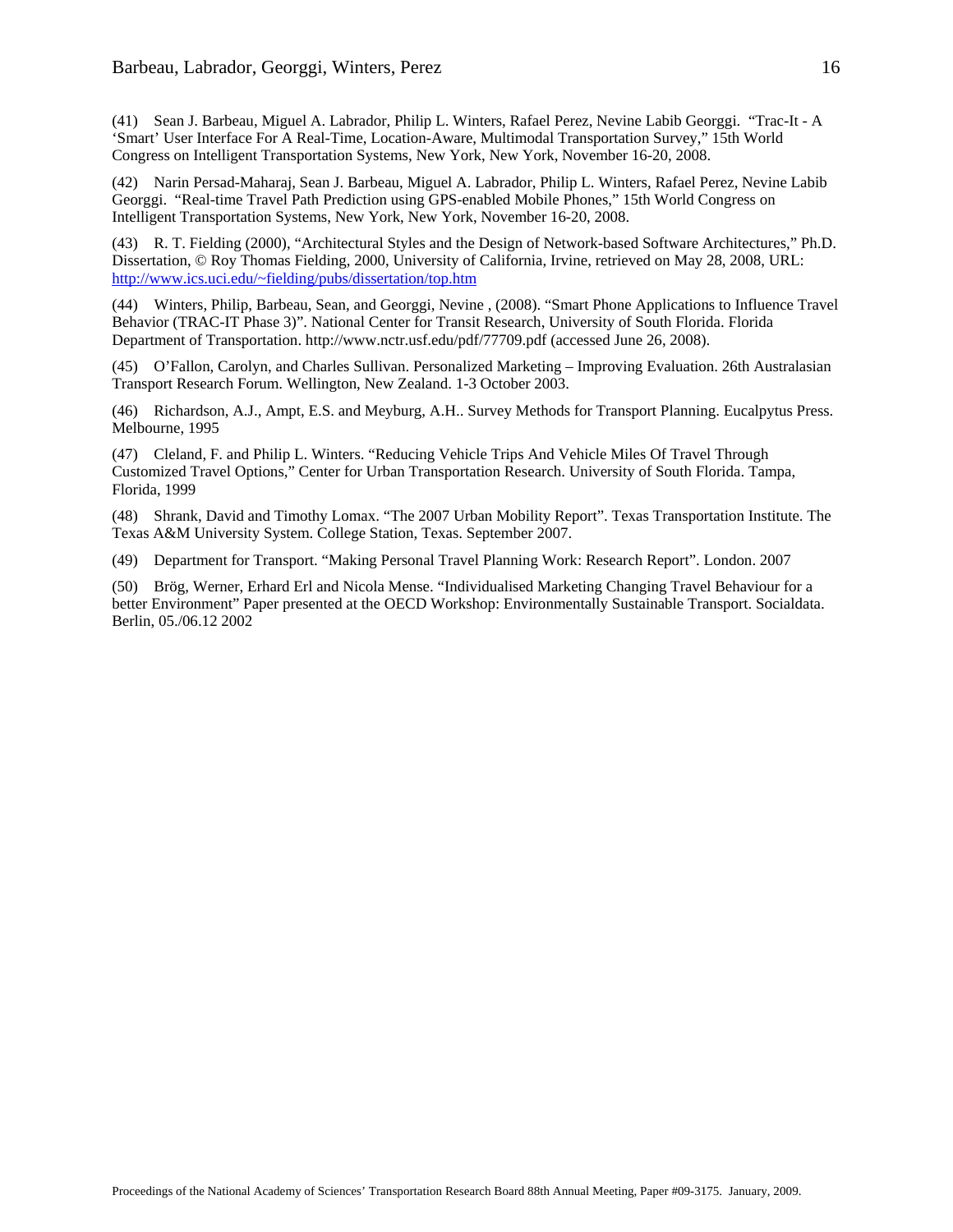(41) Sean J. Barbeau, Miguel A. Labrador, Philip L. Winters, Rafael Perez, Nevine Labib Georggi. "Trac-It - A 'Smart' User Interface For A Real-Time, Location-Aware, Multimodal Transportation Survey," 15th World Congress on Intelligent Transportation Systems, New York, New York, November 16-20, 2008.

(42) Narin Persad-Maharaj, Sean J. Barbeau, Miguel A. Labrador, Philip L. Winters, Rafael Perez, Nevine Labib Georggi. "Real-time Travel Path Prediction using GPS-enabled Mobile Phones," 15th World Congress on Intelligent Transportation Systems, New York, New York, November 16-20, 2008.

(43) R. T. Fielding (2000), "Architectural Styles and the Design of Network-based Software Architectures," Ph.D. Dissertation, © Roy Thomas Fielding, 2000, University of California, Irvine, retrieved on May 28, 2008, URL: http://www.ics.uci.edu/~fielding/pubs/dissertation/top.htm

(44) Winters, Philip, Barbeau, Sean, and Georggi, Nevine , (2008). "Smart Phone Applications to Influence Travel Behavior (TRAC-IT Phase 3)". National Center for Transit Research, University of South Florida. Florida Department of Transportation. http://www.nctr.usf.edu/pdf/77709.pdf (accessed June 26, 2008).

(45) O'Fallon, Carolyn, and Charles Sullivan. Personalized Marketing – Improving Evaluation. 26th Australasian Transport Research Forum. Wellington, New Zealand. 1-3 October 2003.

(46) Richardson, A.J., Ampt, E.S. and Meyburg, A.H.. Survey Methods for Transport Planning. Eucalpytus Press. Melbourne, 1995

(47) Cleland, F. and Philip L. Winters. "Reducing Vehicle Trips And Vehicle Miles Of Travel Through Customized Travel Options," Center for Urban Transportation Research. University of South Florida. Tampa, Florida, 1999

(48) Shrank, David and Timothy Lomax. "The 2007 Urban Mobility Report". Texas Transportation Institute. The Texas A&M University System. College Station, Texas. September 2007.

(49) Department for Transport. "Making Personal Travel Planning Work: Research Report". London. 2007

(50) Brög, Werner, Erhard Erl and Nicola Mense. "Individualised Marketing Changing Travel Behaviour for a better Environment" Paper presented at the OECD Workshop: Environmentally Sustainable Transport. Socialdata. Berlin, 05./06.12 2002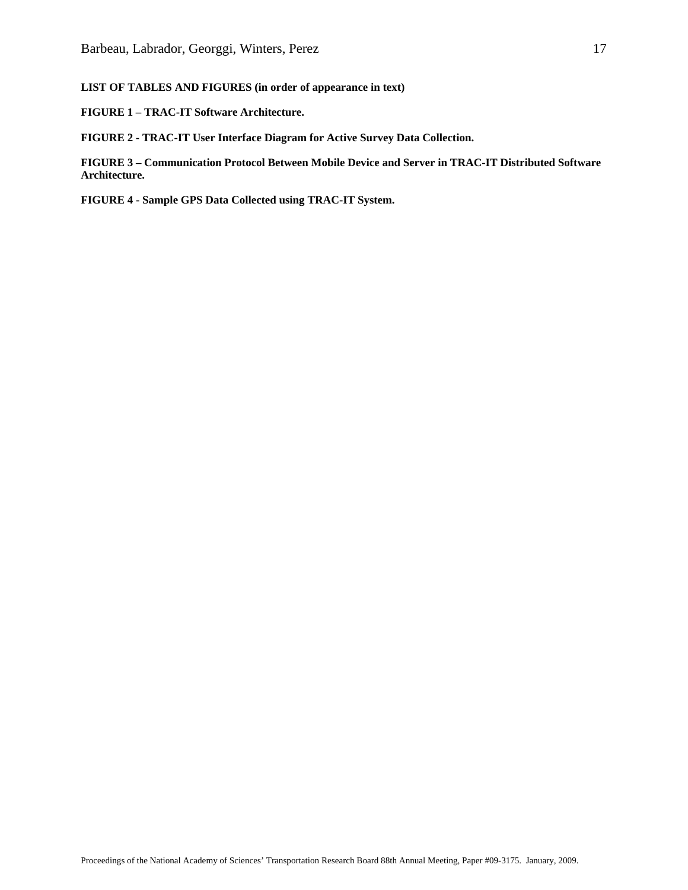**LIST OF TABLES AND FIGURES (in order of appearance in text)**

**FIGURE 1 – TRAC-IT Software Architecture.**

**FIGURE 2 - TRAC-IT User Interface Diagram for Active Survey Data Collection.**

**FIGURE 3 – Communication Protocol Between Mobile Device and Server in TRAC-IT Distributed Software Architecture.**

**FIGURE 4 - Sample GPS Data Collected using TRAC-IT System.**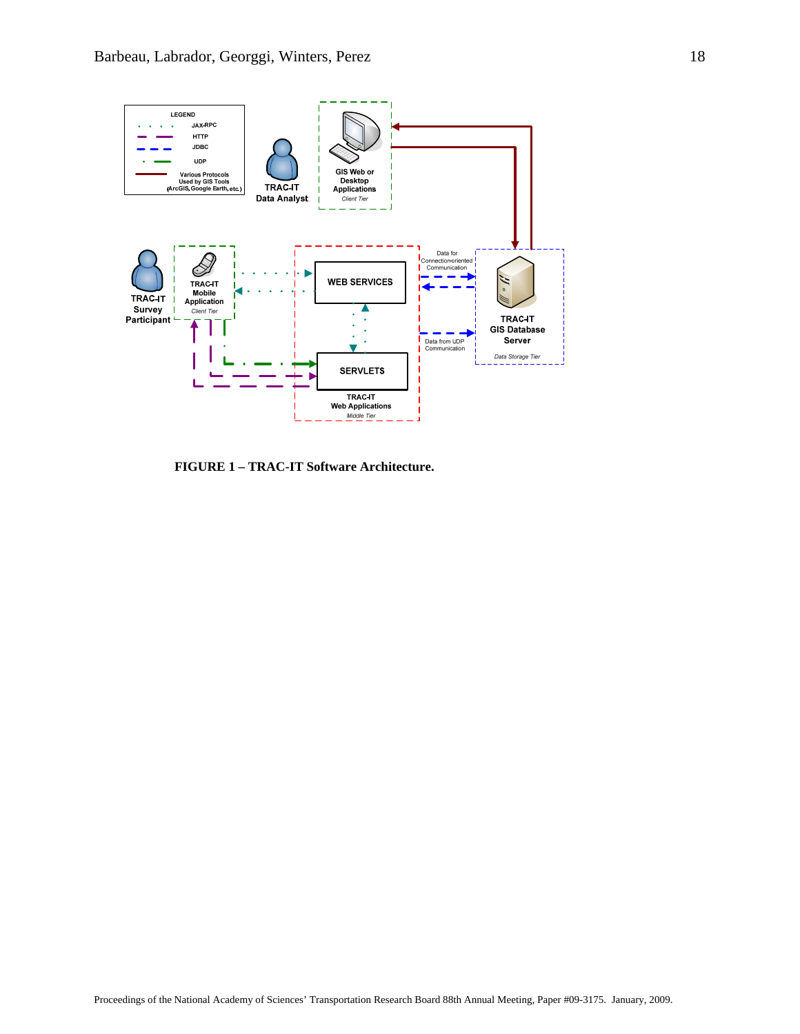**FIGURE 1 – TRAC-IT Software Architecture.**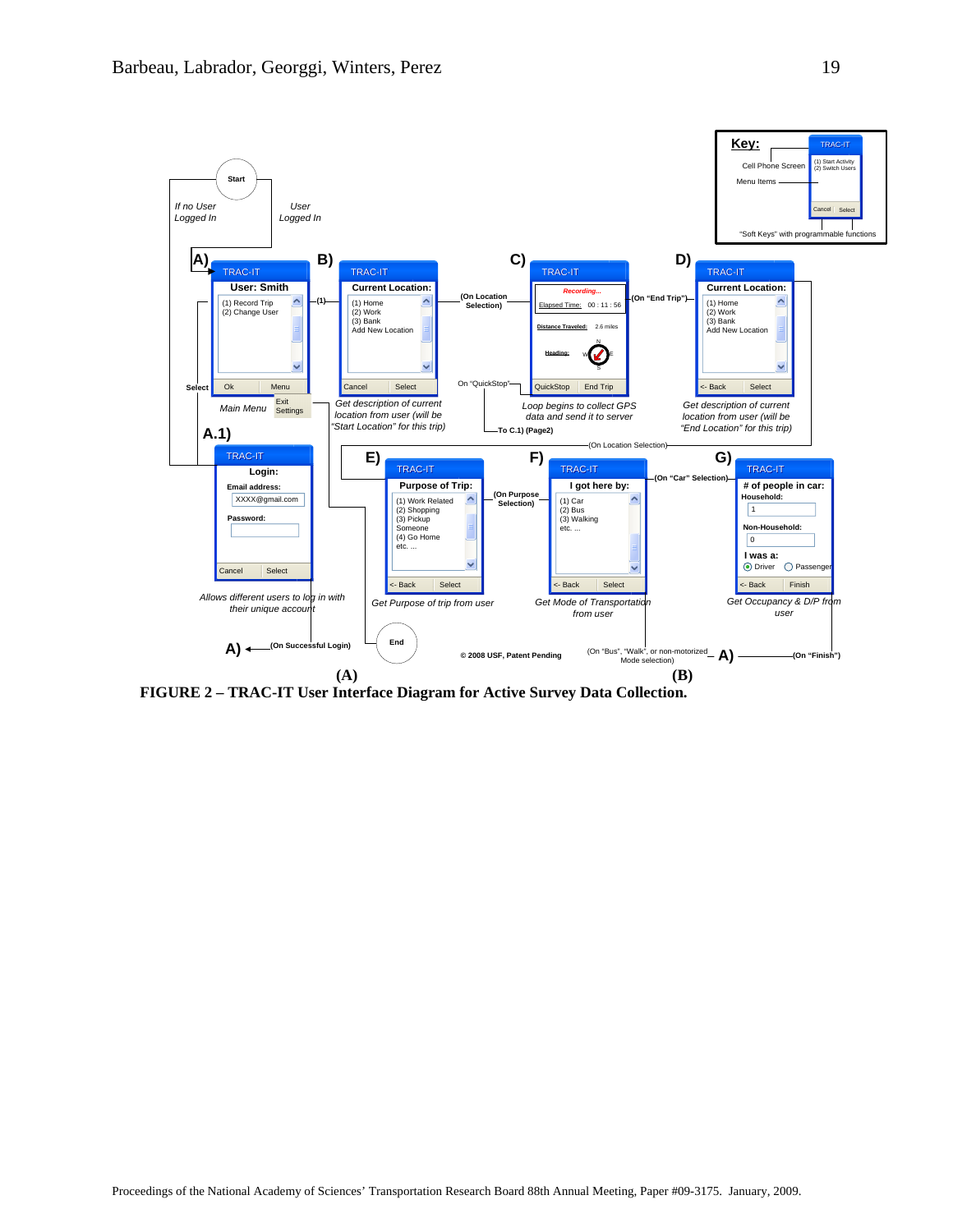Key: Cell Phone Screen; Menu Items; "Soft Keys" with programmable functions — TRAC-IT: (1) Start Activity, (2) Switch Users; Cancel | Select

Start

*If no User Logged In*

*User Logged In*

**A)** TRAC-IT — User: Smith
(1) Record Trip
(2) Change User
Ok | Menu (Exit, Settings)

Select

*Main Menu*

(1)

**B)** TRAC-IT — Current Location:
(1) Home
(2) Work
(3) Bank
Add New Location
Cancel | Select

*Get description of current location from user (will be "Start Location" for this trip)*

(On Location Selection)

**C)** TRAC-IT — *Recording...*
Elapsed Time: 00 : 11 : 56
Distance Traveled: 2.6 miles
Heading: N, W, E, S
QuickStop | End Trip

*Loop begins to collect GPS data and send it to server*

On "QuickStop" — To C.1) (Page2)

(On "End Trip")

**D)** TRAC-IT — Current Location:
(1) Home
(2) Work
(3) Bank
Add New Location
<- Back | Select

*Get description of current location from user (will be "End Location" for this trip)*

(On Location Selection)

**A.1)** TRAC-IT — Login:
Email address: XXXX@gmail.com
Password:
Cancel | Select

*Allows different users to log in with their unique account*

**A)** (On Successful Login)

**E)** TRAC-IT — Purpose of Trip:
(1) Work Related
(2) Shopping
(3) Pickup Someone
(4) Go Home
etc. ...
<- Back | Select

*Get Purpose of trip from user*

(On Purpose Selection)

End

**F)** TRAC-IT — I got here by:
(1) Car
(2) Bus
(3) Walking
etc. ...
<- Back | Select

*Get Mode of Transportation from user*

(On "Car" Selection)

**G)** TRAC-IT — # of people in car:
Household: 1
Non-Household: 0
I was a: Driver / Passenger
<- Back | Finish

*Get Occupancy & D/P from user*

© 2008 USF, Patent Pending

(On "Bus", "Walk", or non-motorized Mode selection) — **A)** — (On "Finish")

**(A)** **(B)**

**FIGURE 2 – TRAC-IT User Interface Diagram for Active Survey Data Collection.**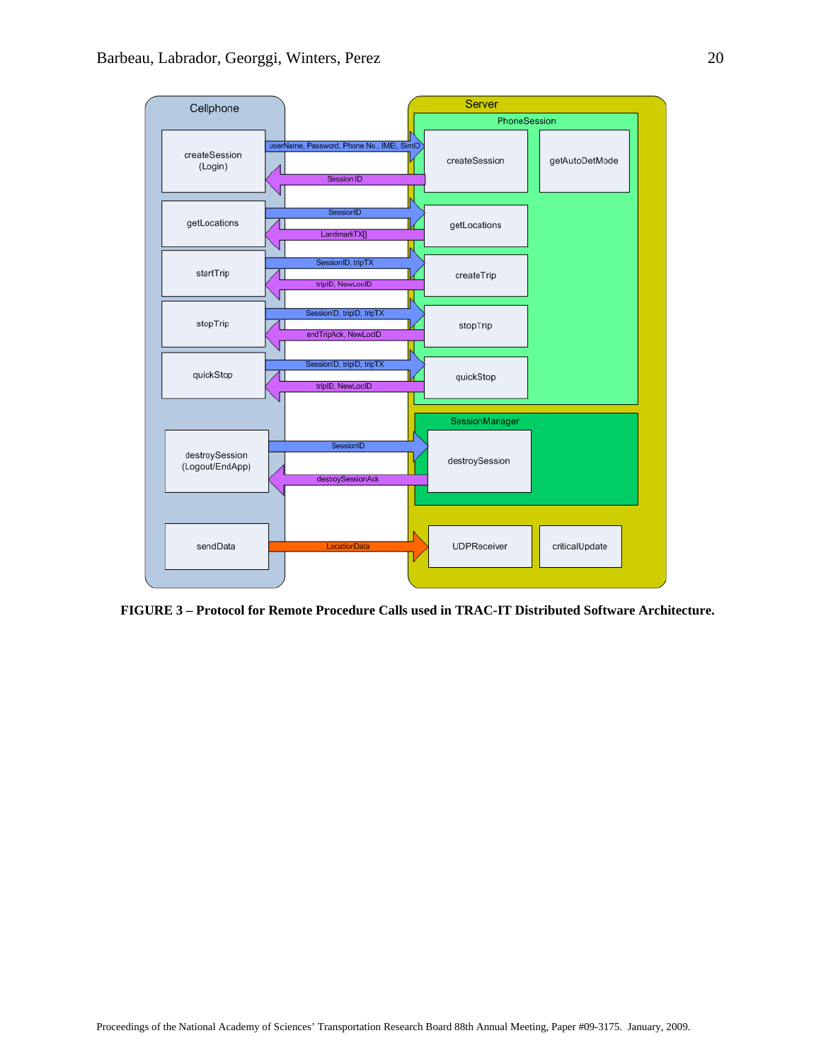FIGURE 3 – Protocol for Remote Procedure Calls used in TRAC-IT Distributed Software Architecture.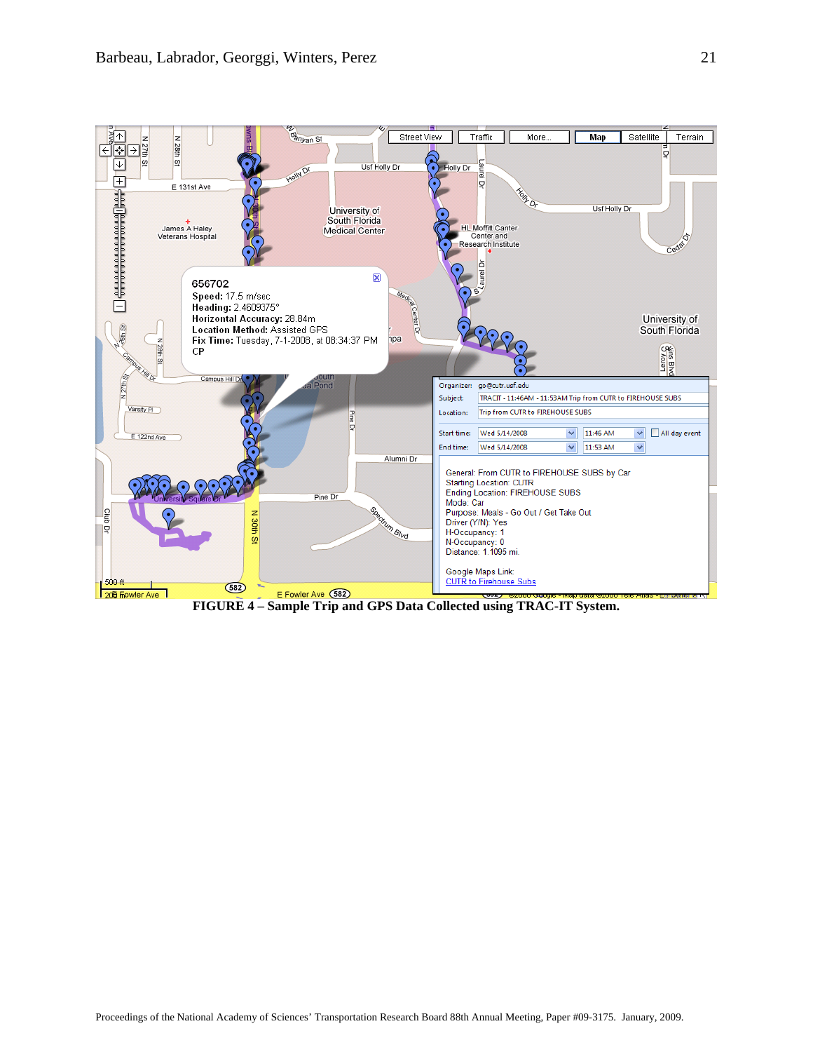656702
Speed: 17.5 m/sec
Heading: 2.4609375°
Horizontal Accuracy: 28.84m
Location Method: Assisted GPS
Fix Time: Tuesday, 7-1-2008, at 08:34:37 PM
CP

Organizer: go@cutr.usf.edu
Subject: TRACIT - 11:46AM - 11:53AM Trip from CUTR to FIREHOUSE SUBS
Location: Trip from CUTR to FIREHOUSE SUBS
Start time: Wed 5/14/2008 11:46 AM All day event
End time: Wed 5/14/2008 11:53 AM

General: From CUTR to FIREHOUSE SUBS by Car
Starting Location: CUTR
Ending Location: FIREHOUSE SUBS
Mode: Car
Purpose: Meals - Go Out / Get Take Out
Driver (Y/N): Yes
H-Occupancy: 1
N-Occupancy: 0
Distance: 1.1095 mi.

Google Maps Link:
CUTR to Firehouse Subs

**FIGURE 4 – Sample Trip and GPS Data Collected using TRAC-IT System.**